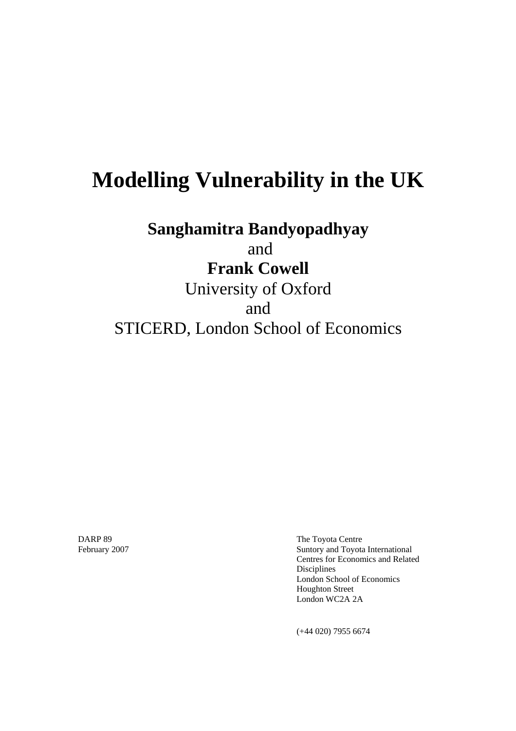# Modelling Vulnerability in the UK

**Sanghamitra Bandyopadhyay**

and

**Frank Cowell**

University of Oxford

and

STICERD, London School of Economics

DARP 89
February 2007

The Toyota Centre
Suntory and Toyota International Centres for Economics and Related Disciplines
London School of Economics
Houghton Street
London WC2A 2A

(+44 020) 7955 6674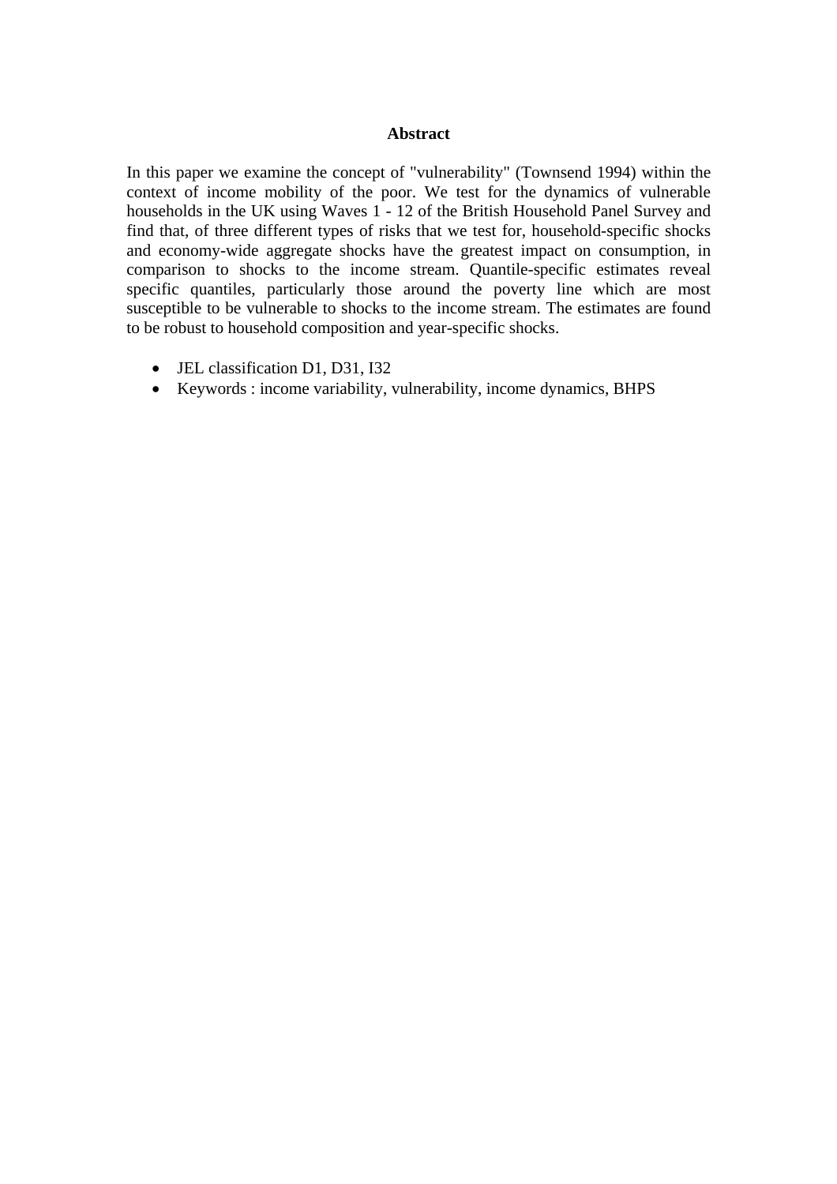## Abstract

In this paper we examine the concept of "vulnerability" (Townsend 1994) within the context of income mobility of the poor. We test for the dynamics of vulnerable households in the UK using Waves 1 - 12 of the British Household Panel Survey and find that, of three different types of risks that we test for, household-specific shocks and economy-wide aggregate shocks have the greatest impact on consumption, in comparison to shocks to the income stream. Quantile-specific estimates reveal specific quantiles, particularly those around the poverty line which are most susceptible to be vulnerable to shocks to the income stream. The estimates are found to be robust to household composition and year-specific shocks.

- JEL classification D1, D31, I32
- Keywords : income variability, vulnerability, income dynamics, BHPS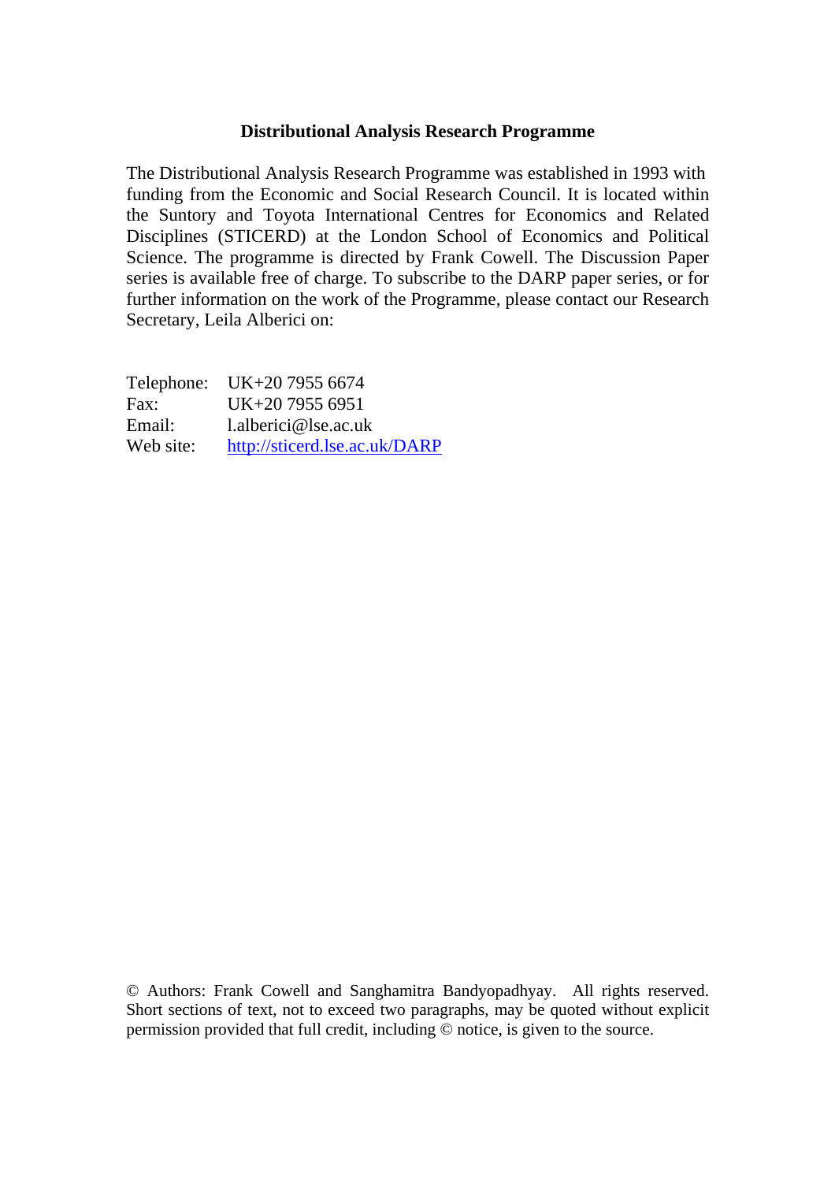**Distributional Analysis Research Programme**

The Distributional Analysis Research Programme was established in 1993 with funding from the Economic and Social Research Council. It is located within the Suntory and Toyota International Centres for Economics and Related Disciplines (STICERD) at the London School of Economics and Political Science. The programme is directed by Frank Cowell. The Discussion Paper series is available free of charge. To subscribe to the DARP paper series, or for further information on the work of the Programme, please contact our Research Secretary, Leila Alberici on:

| | |
|---|---|
| Telephone: | UK+20 7955 6674 |
| Fax: | UK+20 7955 6951 |
| Email: | l.alberici@lse.ac.uk |
| Web site: | http://sticerd.lse.ac.uk/DARP |

© Authors: Frank Cowell and Sanghamitra Bandyopadhyay. All rights reserved. Short sections of text, not to exceed two paragraphs, may be quoted without explicit permission provided that full credit, including © notice, is given to the source.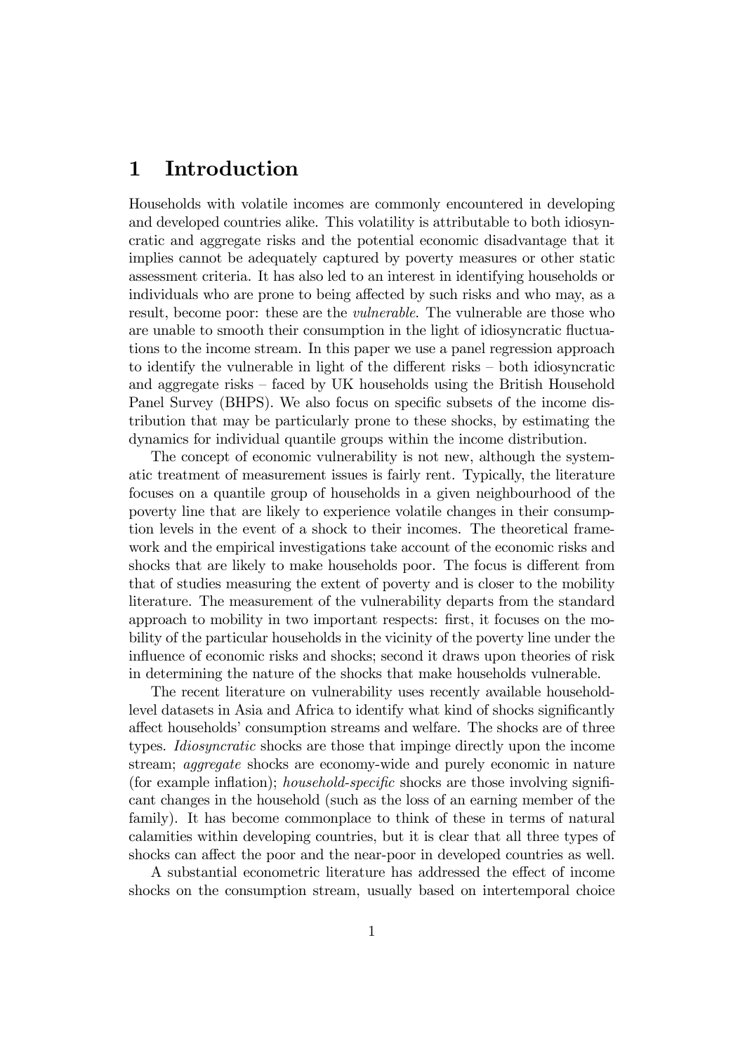# 1 Introduction

Households with volatile incomes are commonly encountered in developing and developed countries alike. This volatility is attributable to both idiosyncratic and aggregate risks and the potential economic disadvantage that it implies cannot be adequately captured by poverty measures or other static assessment criteria. It has also led to an interest in identifying households or individuals who are prone to being affected by such risks and who may, as a result, become poor: these are the *vulnerable*. The vulnerable are those who are unable to smooth their consumption in the light of idiosyncratic fluctuations to the income stream. In this paper we use a panel regression approach to identify the vulnerable in light of the different risks – both idiosyncratic and aggregate risks – faced by UK households using the British Household Panel Survey (BHPS). We also focus on specific subsets of the income distribution that may be particularly prone to these shocks, by estimating the dynamics for individual quantile groups within the income distribution.

The concept of economic vulnerability is not new, although the systematic treatment of measurement issues is fairly rent. Typically, the literature focuses on a quantile group of households in a given neighbourhood of the poverty line that are likely to experience volatile changes in their consumption levels in the event of a shock to their incomes. The theoretical framework and the empirical investigations take account of the economic risks and shocks that are likely to make households poor. The focus is different from that of studies measuring the extent of poverty and is closer to the mobility literature. The measurement of the vulnerability departs from the standard approach to mobility in two important respects: first, it focuses on the mobility of the particular households in the vicinity of the poverty line under the influence of economic risks and shocks; second it draws upon theories of risk in determining the nature of the shocks that make households vulnerable.

The recent literature on vulnerability uses recently available household-level datasets in Asia and Africa to identify what kind of shocks significantly affect households' consumption streams and welfare. The shocks are of three types. *Idiosyncratic* shocks are those that impinge directly upon the income stream; *aggregate* shocks are economy-wide and purely economic in nature (for example inflation); *household-specific* shocks are those involving significant changes in the household (such as the loss of an earning member of the family). It has become commonplace to think of these in terms of natural calamities within developing countries, but it is clear that all three types of shocks can affect the poor and the near-poor in developed countries as well.

A substantial econometric literature has addressed the effect of income shocks on the consumption stream, usually based on intertemporal choice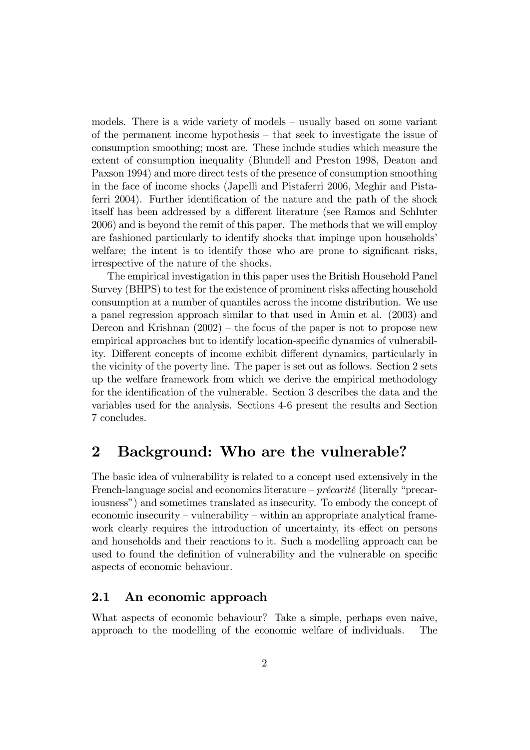models. There is a wide variety of models – usually based on some variant of the permanent income hypothesis – that seek to investigate the issue of consumption smoothing; most are. These include studies which measure the extent of consumption inequality (Blundell and Preston 1998, Deaton and Paxson 1994) and more direct tests of the presence of consumption smoothing in the face of income shocks (Japelli and Pistaferri 2006, Meghir and Pistaferri 2004). Further identification of the nature and the path of the shock itself has been addressed by a different literature (see Ramos and Schluter 2006) and is beyond the remit of this paper. The methods that we will employ are fashioned particularly to identify shocks that impinge upon households' welfare; the intent is to identify those who are prone to significant risks, irrespective of the nature of the shocks.

The empirical investigation in this paper uses the British Household Panel Survey (BHPS) to test for the existence of prominent risks affecting household consumption at a number of quantiles across the income distribution. We use a panel regression approach similar to that used in Amin et al. (2003) and Dercon and Krishnan (2002) – the focus of the paper is not to propose new empirical approaches but to identify location-specific dynamics of vulnerability. Different concepts of income exhibit different dynamics, particularly in the vicinity of the poverty line. The paper is set out as follows. Section 2 sets up the welfare framework from which we derive the empirical methodology for the identification of the vulnerable. Section 3 describes the data and the variables used for the analysis. Sections 4-6 present the results and Section 7 concludes.

# 2 Background: Who are the vulnerable?

The basic idea of vulnerability is related to a concept used extensively in the French-language social and economics literature – *précarité* (literally "precariousness") and sometimes translated as insecurity. To embody the concept of economic insecurity – vulnerability – within an appropriate analytical framework clearly requires the introduction of uncertainty, its effect on persons and households and their reactions to it. Such a modelling approach can be used to found the definition of vulnerability and the vulnerable on specific aspects of economic behaviour.

## 2.1 An economic approach

What aspects of economic behaviour? Take a simple, perhaps even naive, approach to the modelling of the economic welfare of individuals. The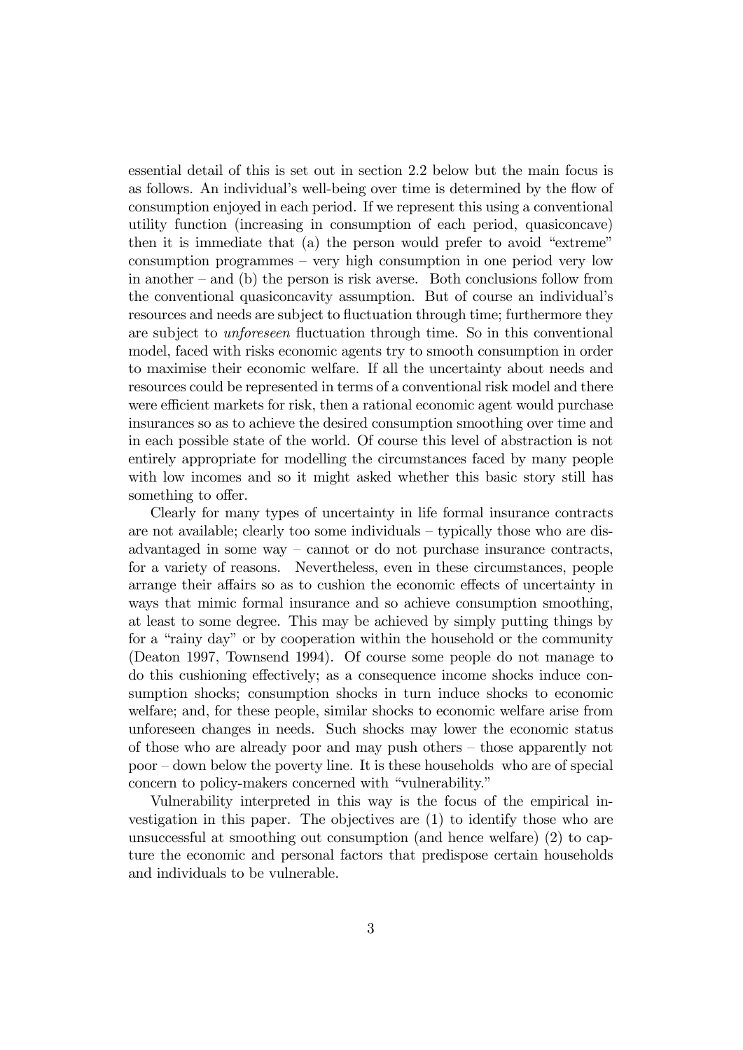essential detail of this is set out in section 2.2 below but the main focus is as follows. An individual's well-being over time is determined by the flow of consumption enjoyed in each period. If we represent this using a conventional utility function (increasing in consumption of each period, quasiconcave) then it is immediate that (a) the person would prefer to avoid "extreme" consumption programmes – very high consumption in one period very low in another – and (b) the person is risk averse. Both conclusions follow from the conventional quasiconcavity assumption. But of course an individual's resources and needs are subject to fluctuation through time; furthermore they are subject to *unforeseen* fluctuation through time. So in this conventional model, faced with risks economic agents try to smooth consumption in order to maximise their economic welfare. If all the uncertainty about needs and resources could be represented in terms of a conventional risk model and there were efficient markets for risk, then a rational economic agent would purchase insurances so as to achieve the desired consumption smoothing over time and in each possible state of the world. Of course this level of abstraction is not entirely appropriate for modelling the circumstances faced by many people with low incomes and so it might asked whether this basic story still has something to offer.

Clearly for many types of uncertainty in life formal insurance contracts are not available; clearly too some individuals – typically those who are disadvantaged in some way – cannot or do not purchase insurance contracts, for a variety of reasons. Nevertheless, even in these circumstances, people arrange their affairs so as to cushion the economic effects of uncertainty in ways that mimic formal insurance and so achieve consumption smoothing, at least to some degree. This may be achieved by simply putting things by for a "rainy day" or by cooperation within the household or the community (Deaton 1997, Townsend 1994). Of course some people do not manage to do this cushioning effectively; as a consequence income shocks induce consumption shocks; consumption shocks in turn induce shocks to economic welfare; and, for these people, similar shocks to economic welfare arise from unforeseen changes in needs. Such shocks may lower the economic status of those who are already poor and may push others – those apparently not poor – down below the poverty line. It is these households who are of special concern to policy-makers concerned with "vulnerability."

Vulnerability interpreted in this way is the focus of the empirical investigation in this paper. The objectives are (1) to identify those who are unsuccessful at smoothing out consumption (and hence welfare) (2) to capture the economic and personal factors that predispose certain households and individuals to be vulnerable.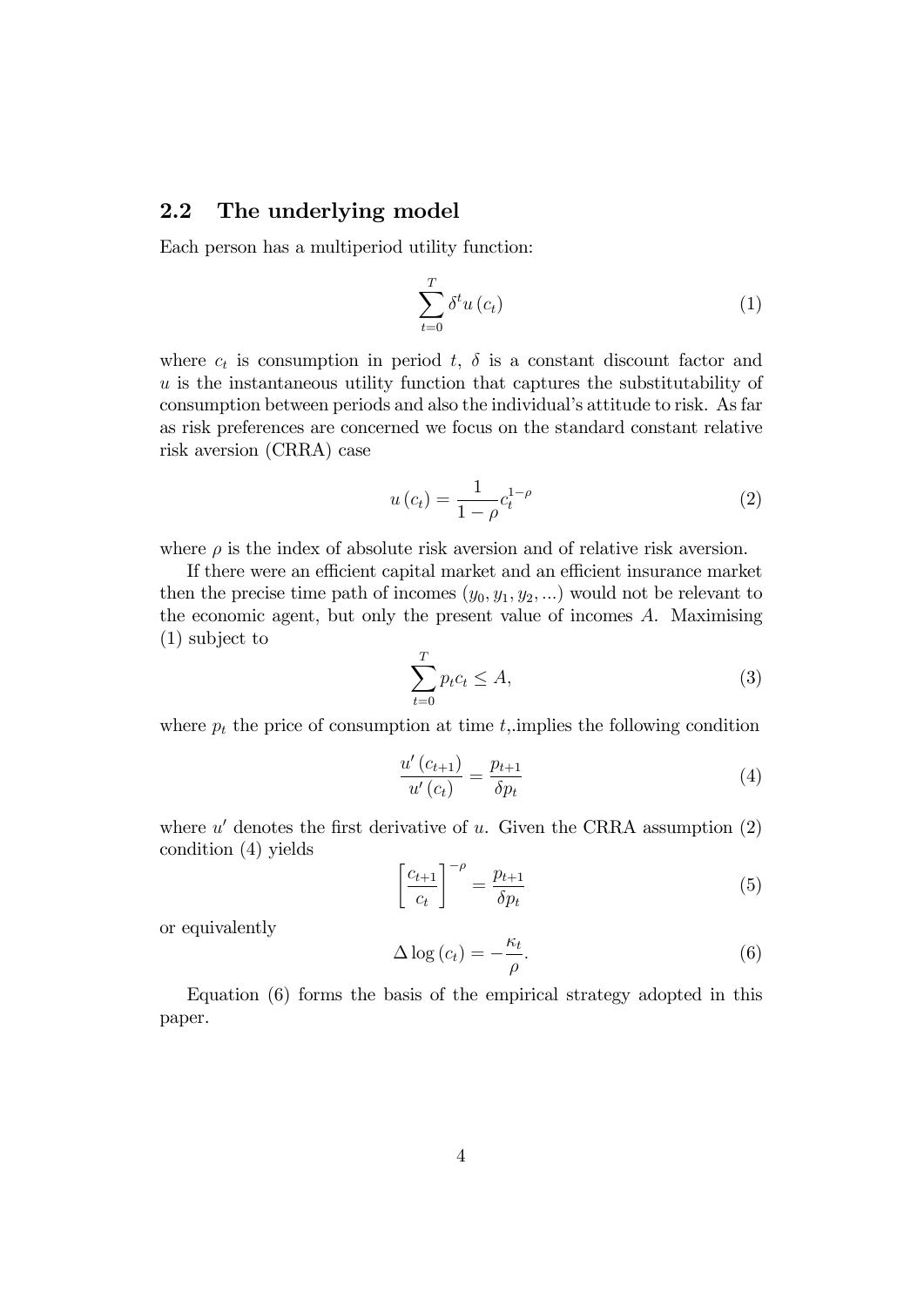## 2.2 The underlying model

Each person has a multiperiod utility function:

$$\sum_{t=0}^{T} \delta^t u(c_t) \tag{1}$$

where $c_t$ is consumption in period $t$, $\delta$ is a constant discount factor and $u$ is the instantaneous utility function that captures the substitutability of consumption between periods and also the individual's attitude to risk. As far as risk preferences are concerned we focus on the standard constant relative risk aversion (CRRA) case

$$u(c_t) = \frac{1}{1-\rho} c_t^{1-\rho} \tag{2}$$

where $\rho$ is the index of absolute risk aversion and of relative risk aversion.

If there were an efficient capital market and an efficient insurance market then the precise time path of incomes $(y_0, y_1, y_2, ...)$ would not be relevant to the economic agent, but only the present value of incomes $A$. Maximising (1) subject to

$$\sum_{t=0}^{T} p_t c_t \leq A, \tag{3}$$

where $p_t$ the price of consumption at time $t$,.implies the following condition

$$\frac{u'(c_{t+1})}{u'(c_t)} = \frac{p_{t+1}}{\delta p_t} \tag{4}$$

where $u'$ denotes the first derivative of $u$. Given the CRRA assumption (2) condition (4) yields

$$\left[\frac{c_{t+1}}{c_t}\right]^{-\rho} = \frac{p_{t+1}}{\delta p_t} \tag{5}$$

or equivalently

$$\Delta \log(c_t) = -\frac{\kappa_t}{\rho}. \tag{6}$$

Equation (6) forms the basis of the empirical strategy adopted in this paper.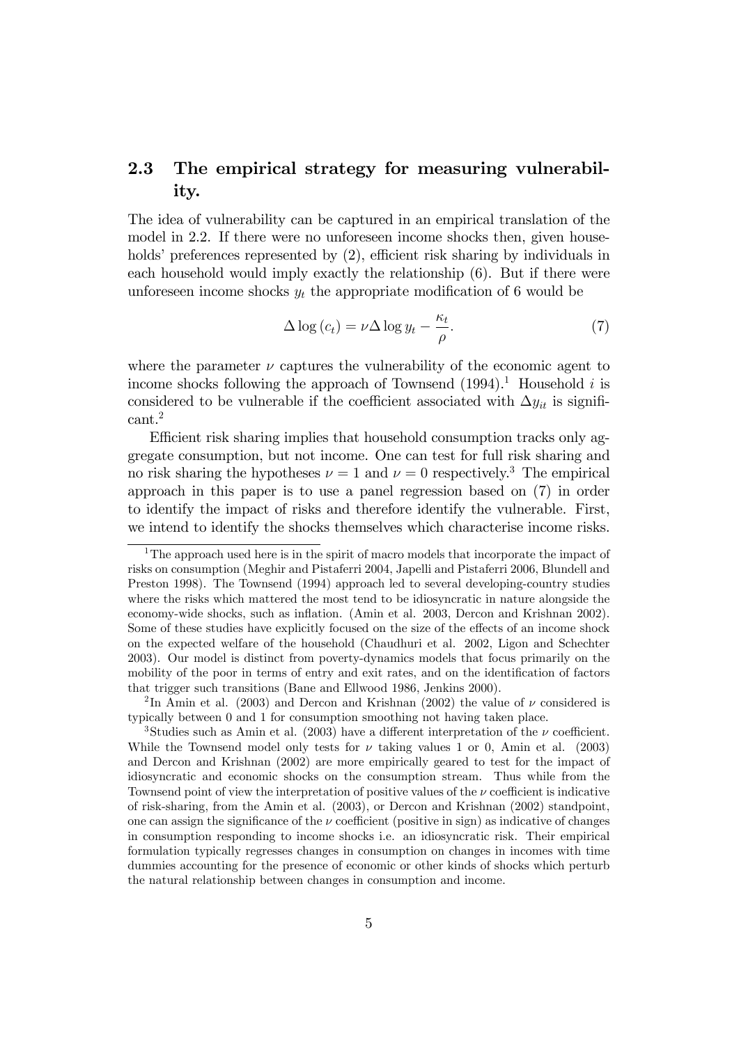## 2.3 The empirical strategy for measuring vulnerability.

The idea of vulnerability can be captured in an empirical translation of the model in 2.2. If there were no unforeseen income shocks then, given households' preferences represented by (2), efficient risk sharing by individuals in each household would imply exactly the relationship (6). But if there were unforeseen income shocks $y_t$ the appropriate modification of 6 would be

$$\Delta \log (c_t) = \nu \Delta \log y_t - \frac{\kappa_t}{\rho}. \tag{7}$$

where the parameter $\nu$ captures the vulnerability of the economic agent to income shocks following the approach of Townsend (1994).[1] Household $i$ is considered to be vulnerable if the coefficient associated with $\Delta y_{it}$ is significant.[2]

Efficient risk sharing implies that household consumption tracks only aggregate consumption, but not income. One can test for full risk sharing and no risk sharing the hypotheses $\nu = 1$ and $\nu = 0$ respectively.[3] The empirical approach in this paper is to use a panel regression based on (7) in order to identify the impact of risks and therefore identify the vulnerable. First, we intend to identify the shocks themselves which characterise income risks.

---

[1] The approach used here is in the spirit of macro models that incorporate the impact of risks on consumption (Meghir and Pistaferri 2004, Japelli and Pistaferri 2006, Blundell and Preston 1998). The Townsend (1994) approach led to several developing-country studies where the risks which mattered the most tend to be idiosyncratic in nature alongside the economy-wide shocks, such as inflation. (Amin et al. 2003, Dercon and Krishnan 2002). Some of these studies have explicitly focused on the size of the effects of an income shock on the expected welfare of the household (Chaudhuri et al. 2002, Ligon and Schechter 2003). Our model is distinct from poverty-dynamics models that focus primarily on the mobility of the poor in terms of entry and exit rates, and on the identification of factors that trigger such transitions (Bane and Ellwood 1986, Jenkins 2000).

[2] In Amin et al. (2003) and Dercon and Krishnan (2002) the value of $\nu$ considered is typically between 0 and 1 for consumption smoothing not having taken place.

[3] Studies such as Amin et al. (2003) have a different interpretation of the $\nu$ coefficient. While the Townsend model only tests for $\nu$ taking values 1 or 0, Amin et al. (2003) and Dercon and Krishnan (2002) are more empirically geared to test for the impact of idiosyncratic and economic shocks on the consumption stream. Thus while from the Townsend point of view the interpretation of positive values of the $\nu$ coefficient is indicative of risk-sharing, from the Amin et al. (2003), or Dercon and Krishnan (2002) standpoint, one can assign the significance of the $\nu$ coefficient (positive in sign) as indicative of changes in consumption responding to income shocks i.e. an idiosyncratic risk. Their empirical formulation typically regresses changes in consumption on changes in incomes with time dummies accounting for the presence of economic or other kinds of shocks which perturb the natural relationship between changes in consumption and income.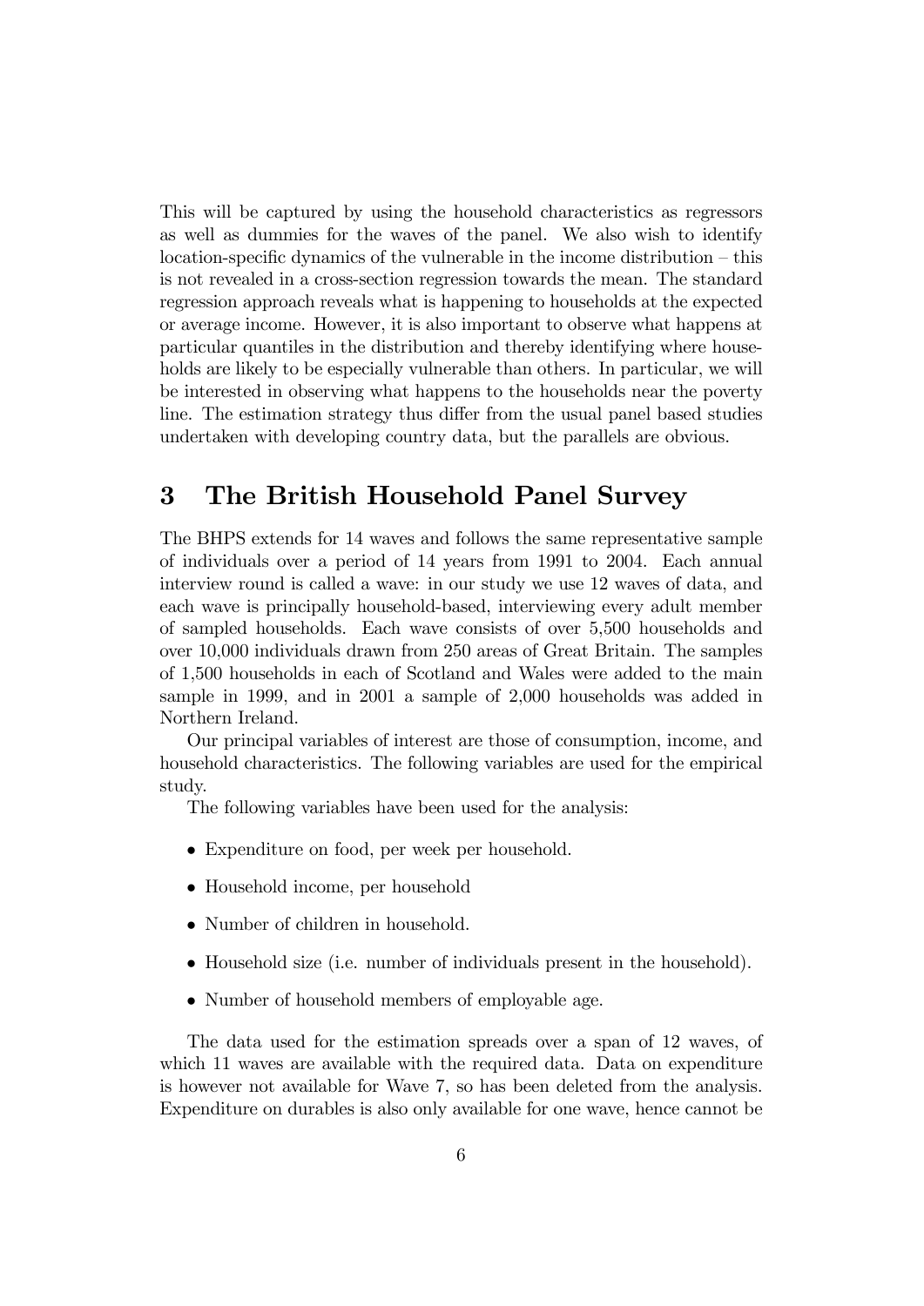This will be captured by using the household characteristics as regressors as well as dummies for the waves of the panel. We also wish to identify location-specific dynamics of the vulnerable in the income distribution – this is not revealed in a cross-section regression towards the mean. The standard regression approach reveals what is happening to households at the expected or average income. However, it is also important to observe what happens at particular quantiles in the distribution and thereby identifying where households are likely to be especially vulnerable than others. In particular, we will be interested in observing what happens to the households near the poverty line. The estimation strategy thus differ from the usual panel based studies undertaken with developing country data, but the parallels are obvious.

# 3 The British Household Panel Survey

The BHPS extends for 14 waves and follows the same representative sample of individuals over a period of 14 years from 1991 to 2004. Each annual interview round is called a wave: in our study we use 12 waves of data, and each wave is principally household-based, interviewing every adult member of sampled households. Each wave consists of over 5,500 households and over 10,000 individuals drawn from 250 areas of Great Britain. The samples of 1,500 households in each of Scotland and Wales were added to the main sample in 1999, and in 2001 a sample of 2,000 households was added in Northern Ireland.

Our principal variables of interest are those of consumption, income, and household characteristics. The following variables are used for the empirical study.

The following variables have been used for the analysis:

- Expenditure on food, per week per household.
- Household income, per household
- Number of children in household.
- Household size (i.e. number of individuals present in the household).
- Number of household members of employable age.

The data used for the estimation spreads over a span of 12 waves, of which 11 waves are available with the required data. Data on expenditure is however not available for Wave 7, so has been deleted from the analysis. Expenditure on durables is also only available for one wave, hence cannot be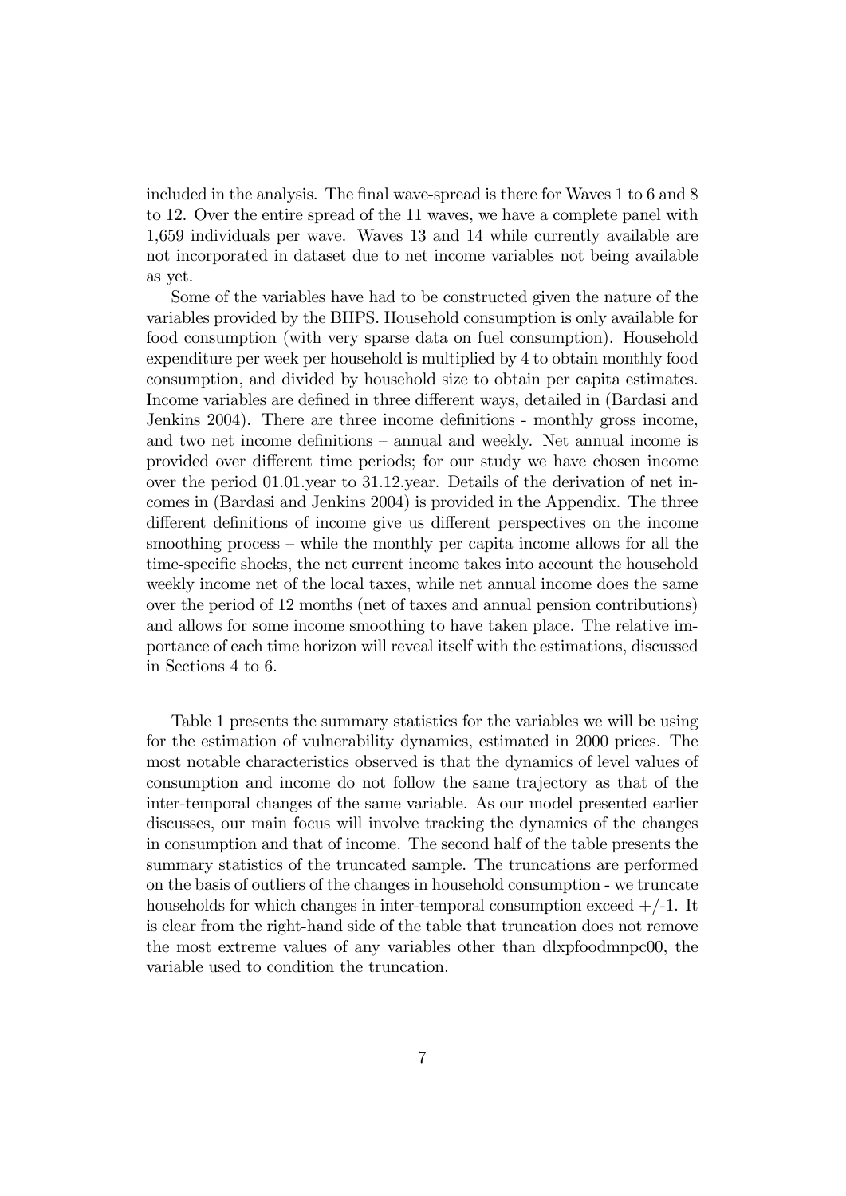included in the analysis. The final wave-spread is there for Waves 1 to 6 and 8 to 12. Over the entire spread of the 11 waves, we have a complete panel with 1,659 individuals per wave. Waves 13 and 14 while currently available are not incorporated in dataset due to net income variables not being available as yet.

Some of the variables have had to be constructed given the nature of the variables provided by the BHPS. Household consumption is only available for food consumption (with very sparse data on fuel consumption). Household expenditure per week per household is multiplied by 4 to obtain monthly food consumption, and divided by household size to obtain per capita estimates. Income variables are defined in three different ways, detailed in (Bardasi and Jenkins 2004). There are three income definitions - monthly gross income, and two net income definitions – annual and weekly. Net annual income is provided over different time periods; for our study we have chosen income over the period 01.01.year to 31.12.year. Details of the derivation of net incomes in (Bardasi and Jenkins 2004) is provided in the Appendix. The three different definitions of income give us different perspectives on the income smoothing process – while the monthly per capita income allows for all the time-specific shocks, the net current income takes into account the household weekly income net of the local taxes, while net annual income does the same over the period of 12 months (net of taxes and annual pension contributions) and allows for some income smoothing to have taken place. The relative importance of each time horizon will reveal itself with the estimations, discussed in Sections 4 to 6.

Table 1 presents the summary statistics for the variables we will be using for the estimation of vulnerability dynamics, estimated in 2000 prices. The most notable characteristics observed is that the dynamics of level values of consumption and income do not follow the same trajectory as that of the inter-temporal changes of the same variable. As our model presented earlier discusses, our main focus will involve tracking the dynamics of the changes in consumption and that of income. The second half of the table presents the summary statistics of the truncated sample. The truncations are performed on the basis of outliers of the changes in household consumption - we truncate households for which changes in inter-temporal consumption exceed +/-1. It is clear from the right-hand side of the table that truncation does not remove the most extreme values of any variables other than dlxpfoodmnpc00, the variable used to condition the truncation.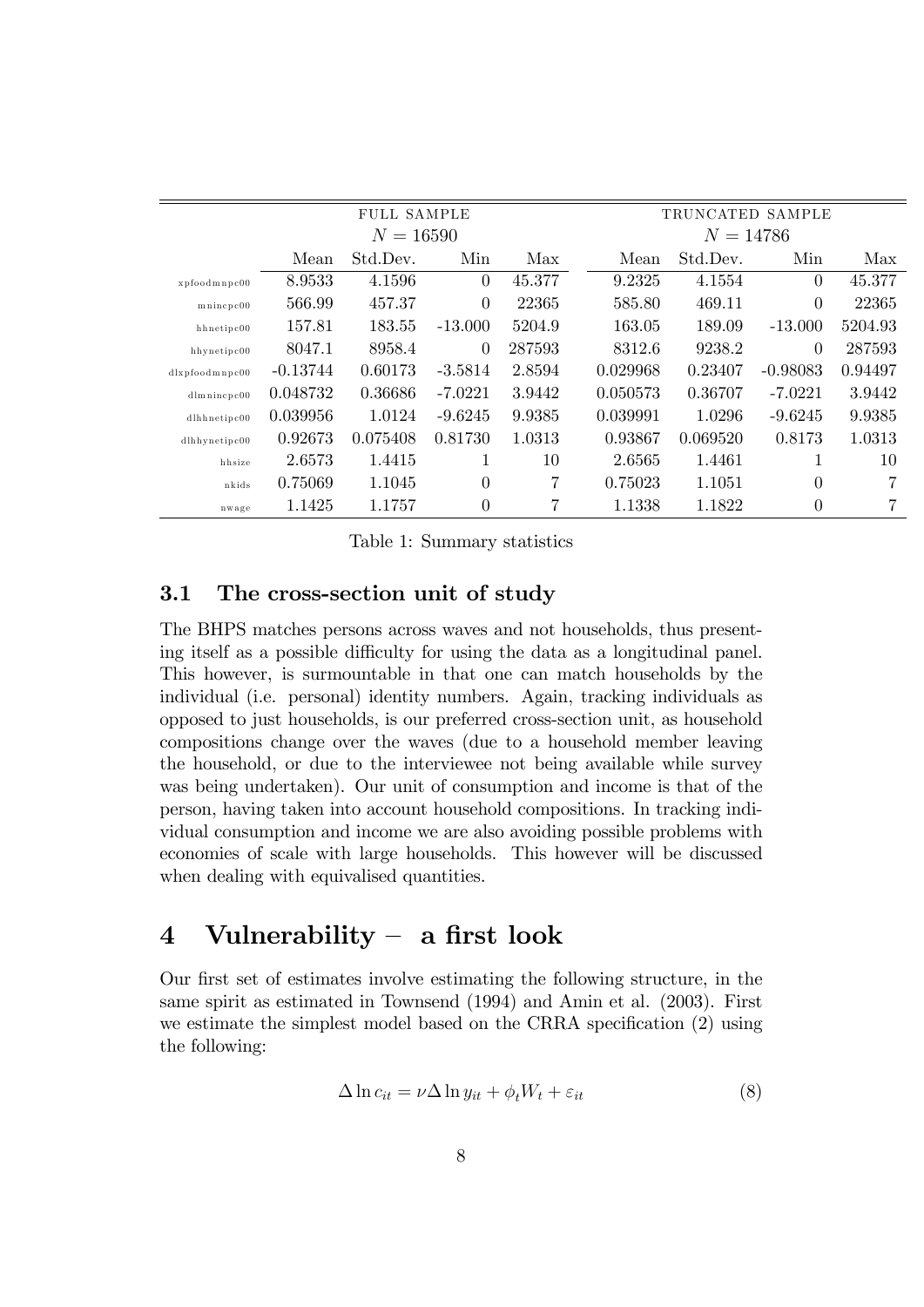| | FULL SAMPLE | | | | TRUNCATED SAMPLE | | | |
|---|---|---|---|---|---|---|---|---|
| | $N = 16590$ | | | | $N = 14786$ | | | |
| | Mean | Std.Dev. | Min | Max | Mean | Std.Dev. | Min | Max |
| xpfoodmnpc00 | 8.9533 | 4.1596 | 0 | 45.377 | 9.2325 | 4.1554 | 0 | 45.377 |
| mnincpc00 | 566.99 | 457.37 | 0 | 22365 | 585.80 | 469.11 | 0 | 22365 |
| hhnetipc00 | 157.81 | 183.55 | -13.000 | 5204.9 | 163.05 | 189.09 | -13.000 | 5204.93 |
| hhynetipc00 | 8047.1 | 8958.4 | 0 | 287593 | 8312.6 | 9238.2 | 0 | 287593 |
| dlxpfoodmnpc00 | -0.13744 | 0.60173 | -3.5814 | 2.8594 | 0.029968 | 0.23407 | -0.98083 | 0.94497 |
| dlmnincpc00 | 0.048732 | 0.36686 | -7.0221 | 3.9442 | 0.050573 | 0.36707 | -7.0221 | 3.9442 |
| dlhhnetipc00 | 0.039956 | 1.0124 | -9.6245 | 9.9385 | 0.039991 | 1.0296 | -9.6245 | 9.9385 |
| dlhhynetipc00 | 0.92673 | 0.075408 | 0.81730 | 1.0313 | 0.93867 | 0.069520 | 0.8173 | 1.0313 |
| hhsize | 2.6573 | 1.4415 | 1 | 10 | 2.6565 | 1.4461 | 1 | 10 |
| nkids | 0.75069 | 1.1045 | 0 | 7 | 0.75023 | 1.1051 | 0 | 7 |
| nwage | 1.1425 | 1.1757 | 0 | 7 | 1.1338 | 1.1822 | 0 | 7 |

Table 1: Summary statistics

### 3.1 The cross-section unit of study

The BHPS matches persons across waves and not households, thus presenting itself as a possible difficulty for using the data as a longitudinal panel. This however, is surmountable in that one can match households by the individual (i.e. personal) identity numbers. Again, tracking individuals as opposed to just households, is our preferred cross-section unit, as household compositions change over the waves (due to a household member leaving the household, or due to the interviewee not being available while survey was being undertaken). Our unit of consumption and income is that of the person, having taken into account household compositions. In tracking individual consumption and income we are also avoiding possible problems with economies of scale with large households. This however will be discussed when dealing with equivalised quantities.

## 4 Vulnerability – a first look

Our first set of estimates involve estimating the following structure, in the same spirit as estimated in Townsend (1994) and Amin et al. (2003). First we estimate the simplest model based on the CRRA specification (2) using the following:

$$\Delta \ln c_{it} = \nu \Delta \ln y_{it} + \phi_t W_t + \varepsilon_{it} \tag{8}$$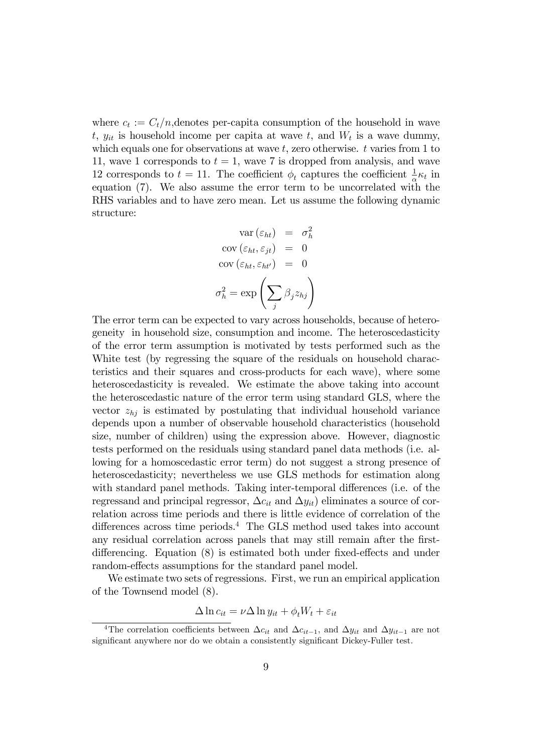where $c_t := C_t/n$,denotes per-capita consumption of the household in wave $t$, $y_{it}$ is household income per capita at wave $t$, and $W_t$ is a wave dummy, which equals one for observations at wave $t$, zero otherwise. $t$ varies from 1 to 11, wave 1 corresponds to $t = 1$, wave 7 is dropped from analysis, and wave 12 corresponds to $t = 11$. The coefficient $\phi_t$ captures the coefficient $\frac{1}{\alpha}\kappa_t$ in equation (7). We also assume the error term to be uncorrelated with the RHS variables and to have zero mean. Let us assume the following dynamic structure:

$$\begin{aligned}
\text{var}\left(\varepsilon_{ht}\right) &= \sigma_h^2 \\
\text{cov}\left(\varepsilon_{ht}, \varepsilon_{jt}\right) &= 0 \\
\text{cov}\left(\varepsilon_{ht}, \varepsilon_{ht'}\right) &= 0
\end{aligned}$$

$$\sigma_h^2 = \exp\left(\sum_j \beta_j z_{hj}\right)$$

The error term can be expected to vary across households, because of heterogeneity in household size, consumption and income. The heteroscedasticity of the error term assumption is motivated by tests performed such as the White test (by regressing the square of the residuals on household characteristics and their squares and cross-products for each wave), where some heteroscedasticity is revealed. We estimate the above taking into account the heteroscedastic nature of the error term using standard GLS, where the vector $z_{hj}$ is estimated by postulating that individual household variance depends upon a number of observable household characteristics (household size, number of children) using the expression above. However, diagnostic tests performed on the residuals using standard panel data methods (i.e. allowing for a homoscedastic error term) do not suggest a strong presence of heteroscedasticity; nevertheless we use GLS methods for estimation along with standard panel methods. Taking inter-temporal differences (i.e. of the regressand and principal regressor, $\Delta c_{it}$ and $\Delta y_{it}$) eliminates a source of correlation across time periods and there is little evidence of correlation of the differences across time periods.[4] The GLS method used takes into account any residual correlation across panels that may still remain after the first-differencing. Equation (8) is estimated both under fixed-effects and under random-effects assumptions for the standard panel model.

We estimate two sets of regressions. First, we run an empirical application of the Townsend model (8).

$$\Delta \ln c_{it} = \nu \Delta \ln y_{it} + \phi_t W_t + \varepsilon_{it}$$

[4] The correlation coefficients between $\Delta c_{it}$ and $\Delta c_{it-1}$, and $\Delta y_{it}$ and $\Delta y_{it-1}$ are not significant anywhere nor do we obtain a consistently significant Dickey-Fuller test.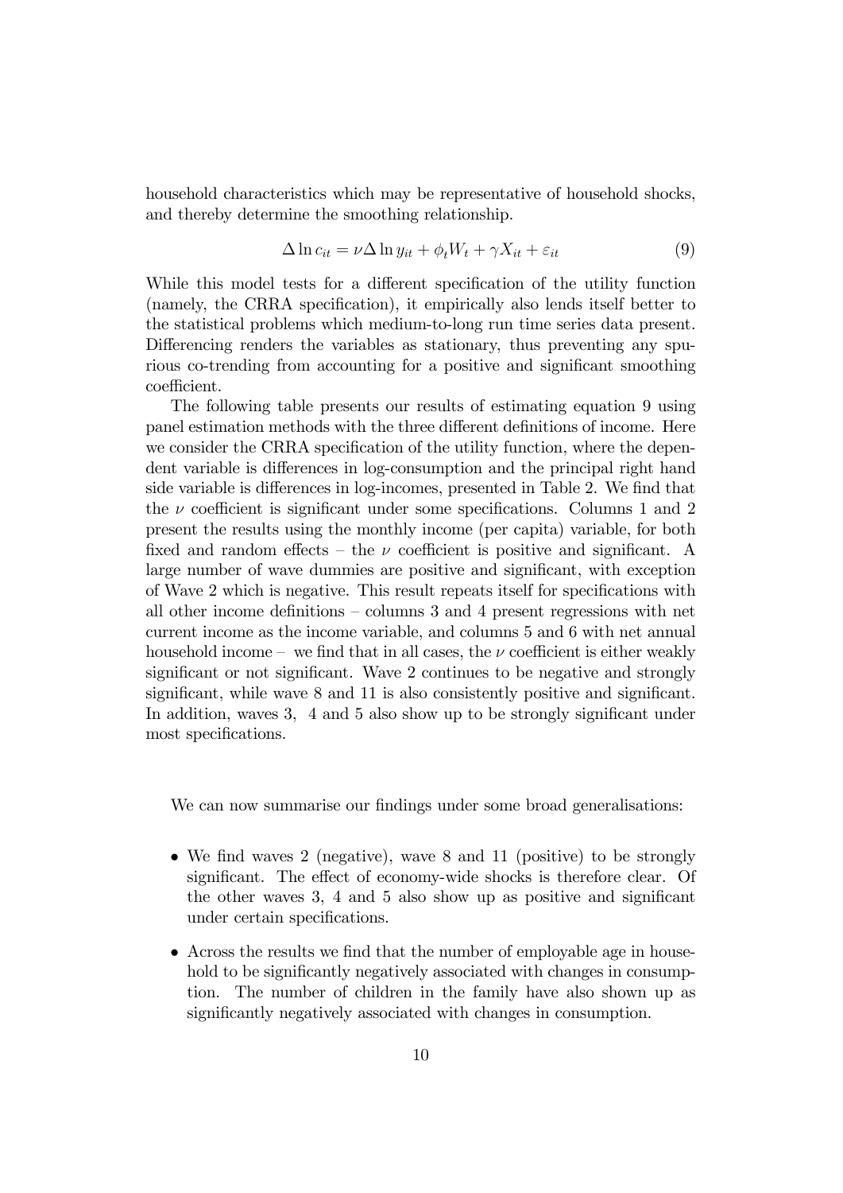household characteristics which may be representative of household shocks, and thereby determine the smoothing relationship.

$$\Delta \ln c_{it} = \nu \Delta \ln y_{it} + \phi_t W_t + \gamma X_{it} + \varepsilon_{it} \tag{9}$$

While this model tests for a different specification of the utility function (namely, the CRRA specification), it empirically also lends itself better to the statistical problems which medium-to-long run time series data present. Differencing renders the variables as stationary, thus preventing any spurious co-trending from accounting for a positive and significant smoothing coefficient.

The following table presents our results of estimating equation 9 using panel estimation methods with the three different definitions of income. Here we consider the CRRA specification of the utility function, where the dependent variable is differences in log-consumption and the principal right hand side variable is differences in log-incomes, presented in Table 2. We find that the $\nu$ coefficient is significant under some specifications. Columns 1 and 2 present the results using the monthly income (per capita) variable, for both fixed and random effects – the $\nu$ coefficient is positive and significant. A large number of wave dummies are positive and significant, with exception of Wave 2 which is negative. This result repeats itself for specifications with all other income definitions – columns 3 and 4 present regressions with net current income as the income variable, and columns 5 and 6 with net annual household income – we find that in all cases, the $\nu$ coefficient is either weakly significant or not significant. Wave 2 continues to be negative and strongly significant, while wave 8 and 11 is also consistently positive and significant. In addition, waves 3, 4 and 5 also show up to be strongly significant under most specifications.

We can now summarise our findings under some broad generalisations:

- We find waves 2 (negative), wave 8 and 11 (positive) to be strongly significant. The effect of economy-wide shocks is therefore clear. Of the other waves 3, 4 and 5 also show up as positive and significant under certain specifications.
- Across the results we find that the number of employable age in household to be significantly negatively associated with changes in consumption. The number of children in the family have also shown up as significantly negatively associated with changes in consumption.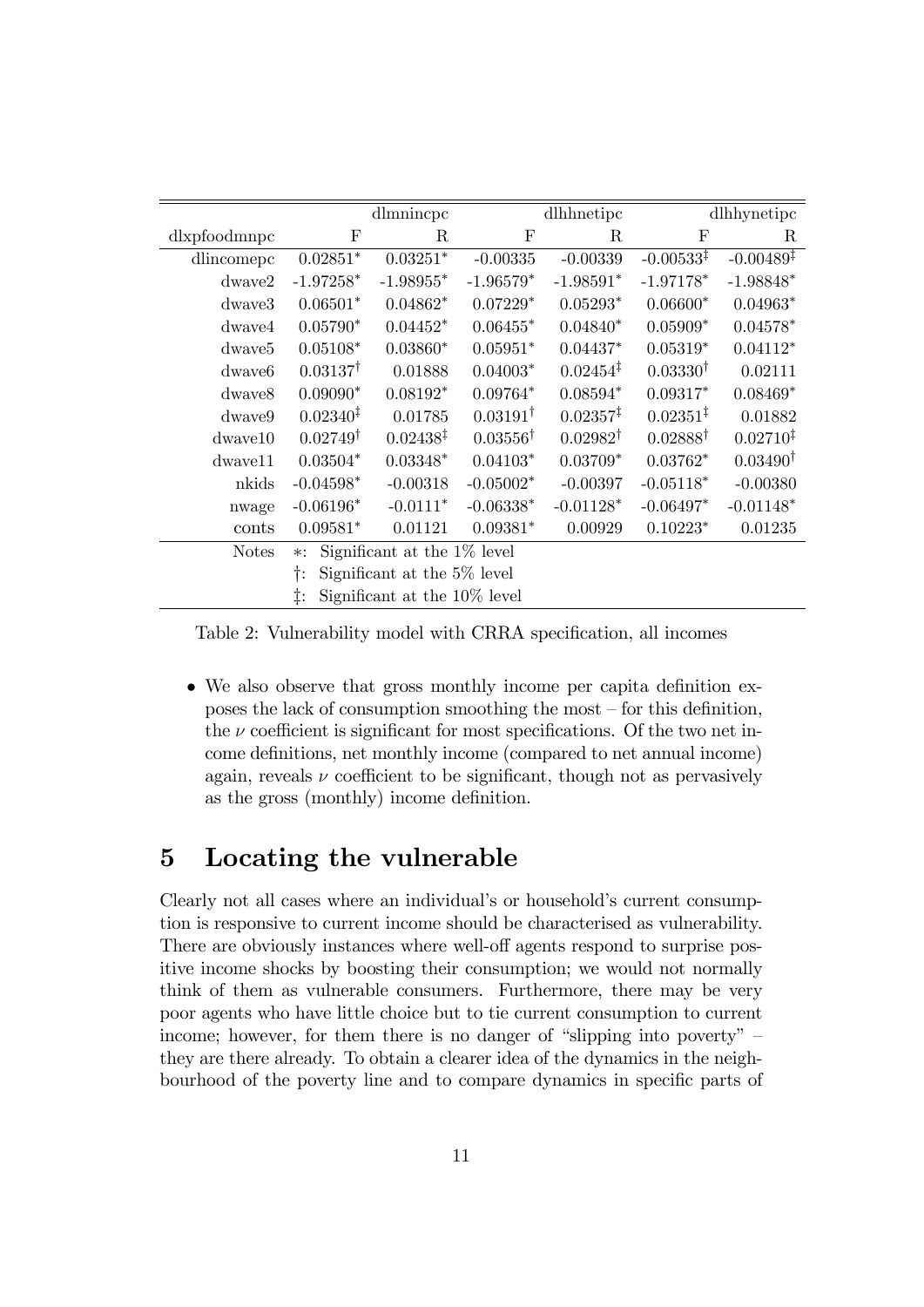| dlxpfoodmnpc | dlmnincpc | | dlhhnetipc | | dlhhynetipc | |
|---|---|---|---|---|---|---|
| | F | R | F | R | F | R |
| dlincomepc | 0.02851* | 0.03251* | -0.00335 | -0.00339 | -0.00533‡ | -0.00489‡ |
| dwave2 | -1.97258* | -1.98955* | -1.96579* | -1.98591* | -1.97178* | -1.98848* |
| dwave3 | 0.06501* | 0.04862* | 0.07229* | 0.05293* | 0.06600* | 0.04963* |
| dwave4 | 0.05790* | 0.04452* | 0.06455* | 0.04840* | 0.05909* | 0.04578* |
| dwave5 | 0.05108* | 0.03860* | 0.05951* | 0.04437* | 0.05319* | 0.04112* |
| dwave6 | 0.03137† | 0.01888 | 0.04003* | 0.02454‡ | 0.03330† | 0.02111 |
| dwave8 | 0.09090* | 0.08192* | 0.09764* | 0.08594* | 0.09317* | 0.08469* |
| dwave9 | 0.02340‡ | 0.01785 | 0.03191† | 0.02357‡ | 0.02351‡ | 0.01882 |
| dwave10 | 0.02749† | 0.02438‡ | 0.03556† | 0.02982† | 0.02888† | 0.02710‡ |
| dwave11 | 0.03504* | 0.03348* | 0.04103* | 0.03709* | 0.03762* | 0.03490† |
| nkids | -0.04598* | -0.00318 | -0.05002* | -0.00397 | -0.05118* | -0.00380 |
| nwage | -0.06196* | -0.0111* | -0.06338* | -0.01128* | -0.06497* | -0.01148* |
| conts | 0.09581* | 0.01121 | 0.09381* | 0.00929 | 0.10223* | 0.01235 |
| Notes | *: Significant at the 1% level | | | | | |
| | †: Significant at the 5% level | | | | | |
| | ‡: Significant at the 10% level | | | | | |

Table 2: Vulnerability model with CRRA specification, all incomes

- We also observe that gross monthly income per capita definition exposes the lack of consumption smoothing the most – for this definition, the $\nu$ coefficient is significant for most specifications. Of the two net income definitions, net monthly income (compared to net annual income) again, reveals $\nu$ coefficient to be significant, though not as pervasively as the gross (monthly) income definition.

# 5 Locating the vulnerable

Clearly not all cases where an individual's or household's current consumption is responsive to current income should be characterised as vulnerability. There are obviously instances where well-off agents respond to surprise positive income shocks by boosting their consumption; we would not normally think of them as vulnerable consumers. Furthermore, there may be very poor agents who have little choice but to tie current consumption to current income; however, for them there is no danger of "slipping into poverty" – they are there already. To obtain a clearer idea of the dynamics in the neighbourhood of the poverty line and to compare dynamics in specific parts of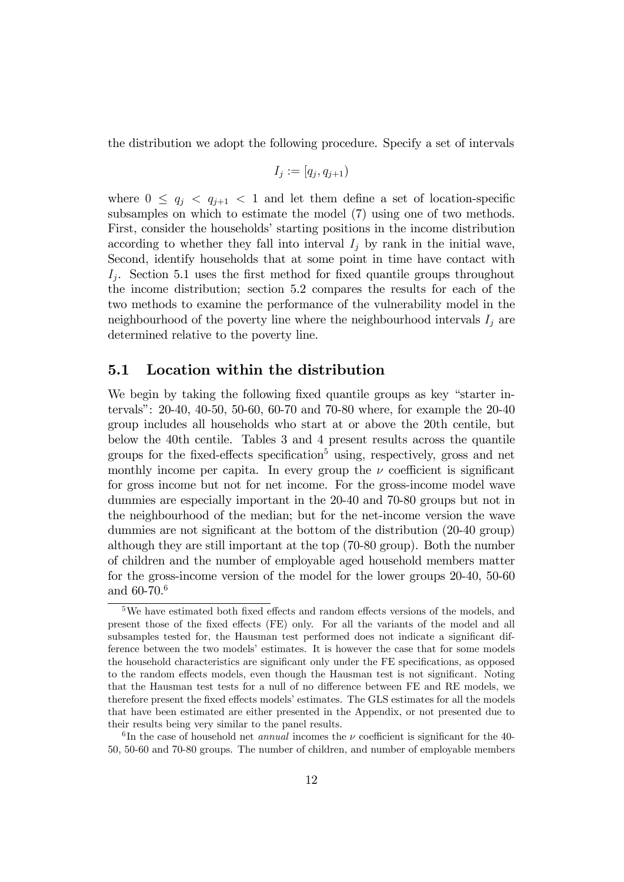the distribution we adopt the following procedure. Specify a set of intervals

$$I_j := [q_j, q_{j+1})$$

where $0 \leq q_j < q_{j+1} < 1$ and let them define a set of location-specific subsamples on which to estimate the model (7) using one of two methods. First, consider the households' starting positions in the income distribution according to whether they fall into interval $I_j$ by rank in the initial wave, Second, identify households that at some point in time have contact with $I_j$. Section 5.1 uses the first method for fixed quantile groups throughout the income distribution; section 5.2 compares the results for each of the two methods to examine the performance of the vulnerability model in the neighbourhood of the poverty line where the neighbourhood intervals $I_j$ are determined relative to the poverty line.

## 5.1 Location within the distribution

We begin by taking the following fixed quantile groups as key "starter intervals": 20-40, 40-50, 50-60, 60-70 and 70-80 where, for example the 20-40 group includes all households who start at or above the 20th centile, but below the 40th centile. Tables 3 and 4 present results across the quantile groups for the fixed-effects specification[5] using, respectively, gross and net monthly income per capita. In every group the $\nu$ coefficient is significant for gross income but not for net income. For the gross-income model wave dummies are especially important in the 20-40 and 70-80 groups but not in the neighbourhood of the median; but for the net-income version the wave dummies are not significant at the bottom of the distribution (20-40 group) although they are still important at the top (70-80 group). Both the number of children and the number of employable aged household members matter for the gross-income version of the model for the lower groups 20-40, 50-60 and 60-70.[6]

[5] We have estimated both fixed effects and random effects versions of the models, and present those of the fixed effects (FE) only. For all the variants of the model and all subsamples tested for, the Hausman test performed does not indicate a significant difference between the two models' estimates. It is however the case that for some models the household characteristics are significant only under the FE specifications, as opposed to the random effects models, even though the Hausman test is not significant. Noting that the Hausman test tests for a null of no difference between FE and RE models, we therefore present the fixed effects models' estimates. The GLS estimates for all the models that have been estimated are either presented in the Appendix, or not presented due to their results being very similar to the panel results.

[6] In the case of household net *annual* incomes the $\nu$ coefficient is significant for the 40-50, 50-60 and 70-80 groups. The number of children, and number of employable members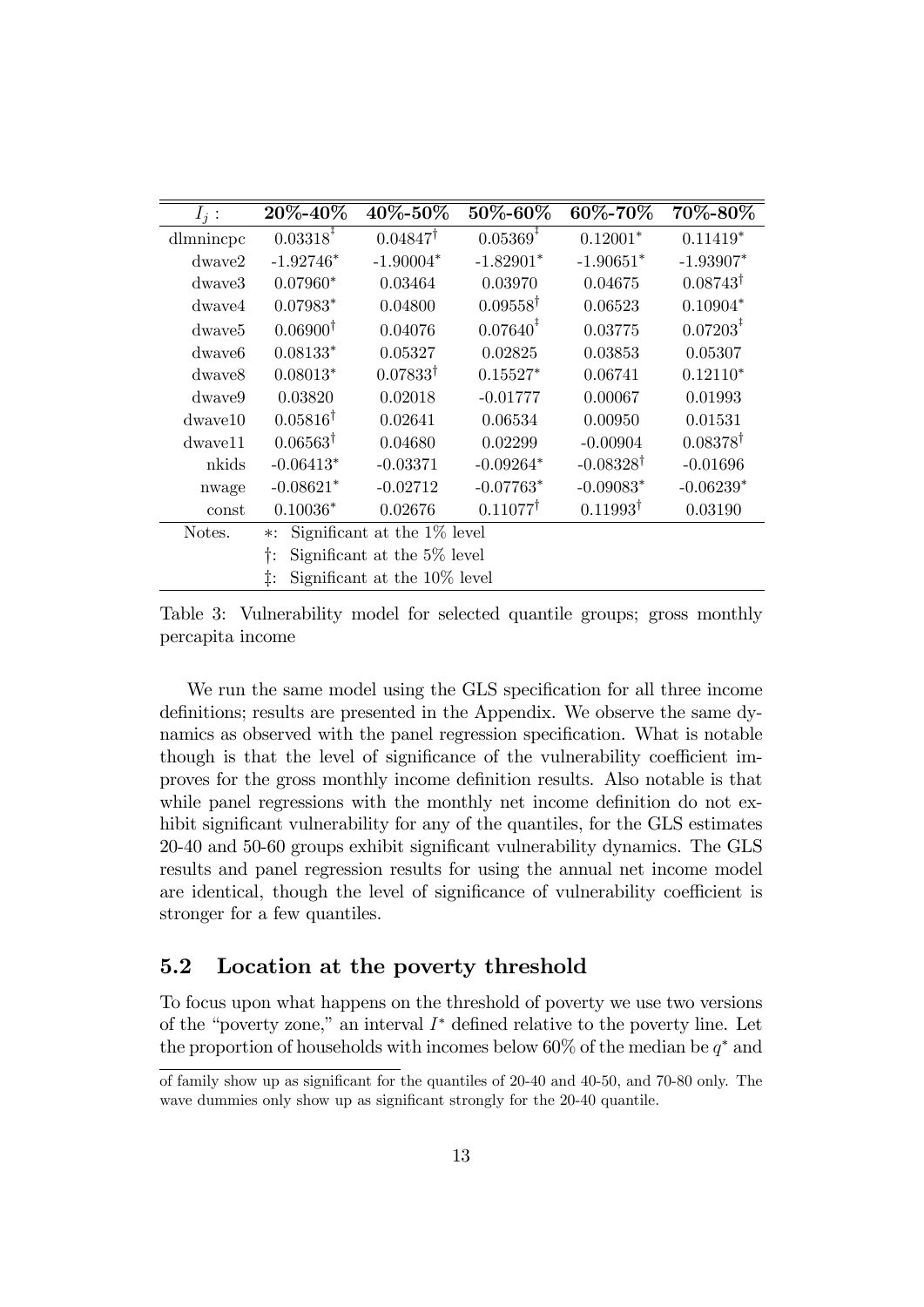| $I_j$ : | 20%-40% | 40%-50% | 50%-60% | 60%-70% | 70%-80% |
|---|---|---|---|---|---|
| dlmnincpc | $0.03318^{‡}$ | $0.04847^{†}$ | $0.05369^{‡}$ | $0.12001^{*}$ | $0.11419^{*}$ |
| dwave2 | $-1.92746^{*}$ | $-1.90004^{*}$ | $-1.82901^{*}$ | $-1.90651^{*}$ | $-1.93907^{*}$ |
| dwave3 | $0.07960^{*}$ | 0.03464 | 0.03970 | 0.04675 | $0.08743^{†}$ |
| dwave4 | $0.07983^{*}$ | 0.04800 | $0.09558^{†}$ | 0.06523 | $0.10904^{*}$ |
| dwave5 | $0.06900^{†}$ | 0.04076 | $0.07640^{‡}$ | 0.03775 | $0.07203^{‡}$ |
| dwave6 | $0.08133^{*}$ | 0.05327 | 0.02825 | 0.03853 | 0.05307 |
| dwave8 | $0.08013^{*}$ | $0.07833^{†}$ | $0.15527^{*}$ | 0.06741 | $0.12110^{*}$ |
| dwave9 | 0.03820 | 0.02018 | -0.01777 | 0.00067 | 0.01993 |
| dwave10 | $0.05816^{†}$ | 0.02641 | 0.06534 | 0.00950 | 0.01531 |
| dwave11 | $0.06563^{†}$ | 0.04680 | 0.02299 | -0.00904 | $0.08378^{†}$ |
| nkids | $-0.06413^{*}$ | -0.03371 | $-0.09264^{*}$ | $-0.08328^{†}$ | -0.01696 |
| nwage | $-0.08621^{*}$ | -0.02712 | $-0.07763^{*}$ | $-0.09083^{*}$ | $-0.06239^{*}$ |
| const | $0.10036^{*}$ | 0.02676 | $0.11077^{†}$ | $0.11993^{†}$ | 0.03190 |
| Notes. | $*$: Significant at the 1% level | | | | |
| | †: Significant at the 5% level | | | | |
| | ‡: Significant at the 10% level | | | | |

Table 3: Vulnerability model for selected quantile groups; gross monthly percapita income

We run the same model using the GLS specification for all three income definitions; results are presented in the Appendix. We observe the same dynamics as observed with the panel regression specification. What is notable though is that the level of significance of the vulnerability coefficient improves for the gross monthly income definition results. Also notable is that while panel regressions with the monthly net income definition do not exhibit significant vulnerability for any of the quantiles, for the GLS estimates 20-40 and 50-60 groups exhibit significant vulnerability dynamics. The GLS results and panel regression results for using the annual net income model are identical, though the level of significance of vulnerability coefficient is stronger for a few quantiles.

## 5.2 Location at the poverty threshold

To focus upon what happens on the threshold of poverty we use two versions of the "poverty zone," an interval $I^*$ defined relative to the poverty line. Let the proportion of households with incomes below 60% of the median be $q^*$ and

---

of family show up as significant for the quantiles of 20-40 and 40-50, and 70-80 only. The wave dummies only show up as significant strongly for the 20-40 quantile.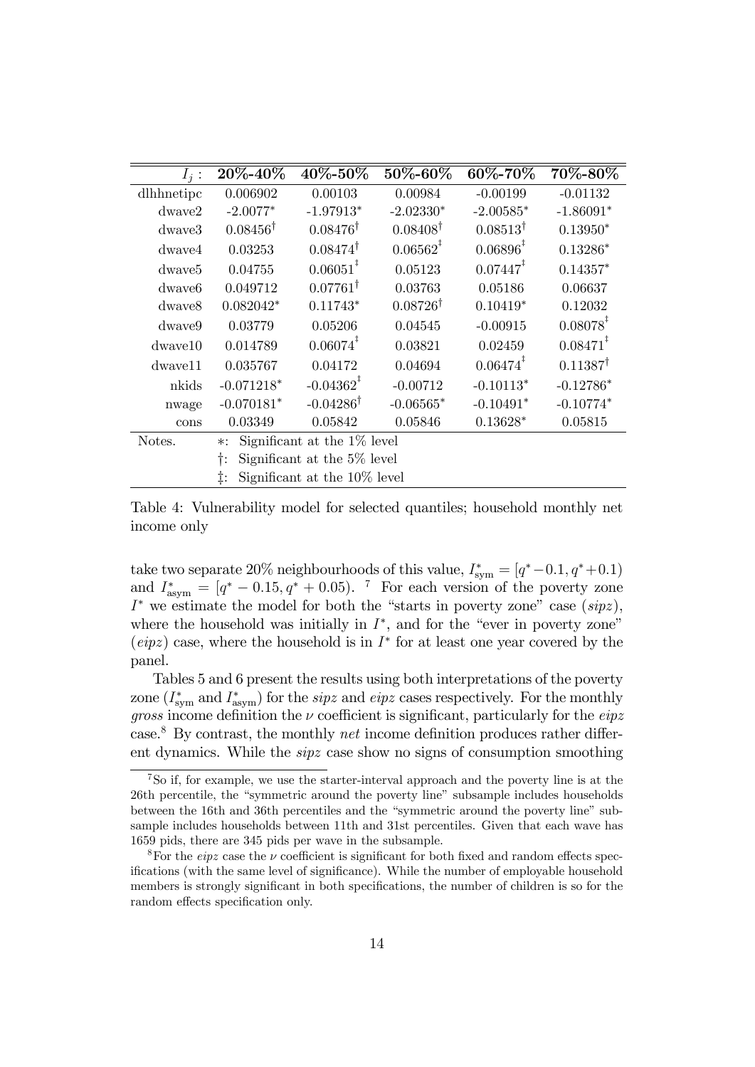| $I_j$ : | **20%-40%** | **40%-50%** | **50%-60%** | **60%-70%** | **70%-80%** |
|---|---|---|---|---|---|
| dlhhnetipc | 0.006902 | 0.00103 | 0.00984 | -0.00199 | -0.01132 |
| dwave2 | -2.0077* | -1.97913* | -2.02330* | -2.00585* | -1.86091* |
| dwave3 | 0.08456† | 0.08476† | 0.08408† | 0.08513† | 0.13950* |
| dwave4 | 0.03253 | 0.08474† | 0.06562‡ | 0.06896‡ | 0.13286* |
| dwave5 | 0.04755 | 0.06051‡ | 0.05123 | 0.07447‡ | 0.14357* |
| dwave6 | 0.049712 | 0.07761† | 0.03763 | 0.05186 | 0.06637 |
| dwave8 | 0.082042* | 0.11743* | 0.08726† | 0.10419* | 0.12032 |
| dwave9 | 0.03779 | 0.05206 | 0.04545 | -0.00915 | 0.08078‡ |
| dwave10 | 0.014789 | 0.06074‡ | 0.03821 | 0.02459 | 0.08471‡ |
| dwave11 | 0.035767 | 0.04172 | 0.04694 | 0.06474‡ | 0.11387† |
| nkids | -0.071218* | -0.04362‡ | -0.00712 | -0.10113* | -0.12786* |
| nwage | -0.070181* | -0.04286† | -0.06565* | -0.10491* | -0.10774* |
| cons | 0.03349 | 0.05842 | 0.05846 | 0.13628* | 0.05815 |
| Notes. | *: Significant at the 1% level | | | | |
| | †: Significant at the 5% level | | | | |
| | ‡: Significant at the 10% level | | | | |

Table 4: Vulnerability model for selected quantiles; household monthly net income only

take two separate 20% neighbourhoods of this value, $I^*_{\text{sym}} = [q^* - 0.1, q^* + 0.1)$ and $I^*_{\text{asym}} = [q^* - 0.15, q^* + 0.05)$. [7] For each version of the poverty zone $I^*$ we estimate the model for both the "starts in poverty zone" case (*sipz*), where the household was initially in $I^*$, and for the "ever in poverty zone" (*eipz*) case, where the household is in $I^*$ for at least one year covered by the panel.

Tables 5 and 6 present the results using both interpretations of the poverty zone ($I^*_{\text{sym}}$ and $I^*_{\text{asym}}$) for the *sipz* and *eipz* cases respectively. For the monthly *gross* income definition the $\nu$ coefficient is significant, particularly for the *eipz* case.[8] By contrast, the monthly *net* income definition produces rather different dynamics. While the *sipz* case show no signs of consumption smoothing

[7] So if, for example, we use the starter-interval approach and the poverty line is at the 26th percentile, the "symmetric around the poverty line" subsample includes households between the 16th and 36th percentiles and the "symmetric around the poverty line" subsample includes households between 11th and 31st percentiles. Given that each wave has 1659 pids, there are 345 pids per wave in the subsample.

[8] For the *eipz* case the $\nu$ coefficient is significant for both fixed and random effects specifications (with the same level of significance). While the number of employable household members is strongly significant in both specifications, the number of children is so for the random effects specification only.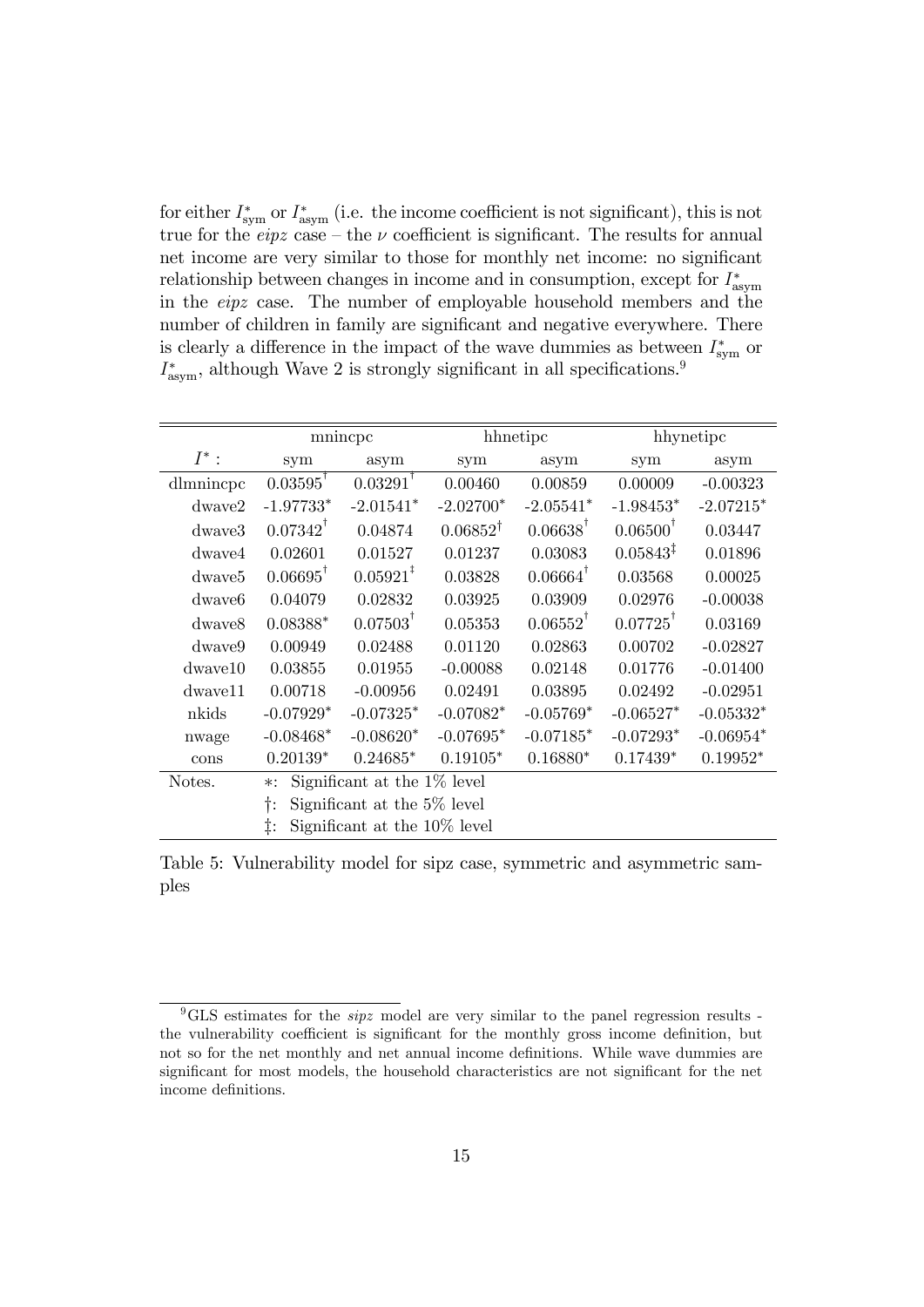for either $I^*_{\text{sym}}$ or $I^*_{\text{asym}}$ (i.e. the income coefficient is not significant), this is not true for the *eipz* case – the $\nu$ coefficient is significant. The results for annual net income are very similar to those for monthly net income: no significant relationship between changes in income and in consumption, except for $I^*_{\text{asym}}$ in the *eipz* case. The number of employable household members and the number of children in family are significant and negative everywhere. There is clearly a difference in the impact of the wave dummies as between $I^*_{\text{sym}}$ or $I^*_{\text{asym}}$, although Wave 2 is strongly significant in all specifications.[9]

| | mnincpc | | hhnetipc | | hhynetipc | |
|---|---|---|---|---|---|---|
| $I^*$: | sym | asym | sym | asym | sym | asym |
| dlmnincpc | $0.03595^{\dagger}$ | $0.03291^{\dagger}$ | 0.00460 | 0.00859 | 0.00009 | -0.00323 |
| dwave2 | $-1.97733^{*}$ | $-2.01541^{*}$ | $-2.02700^{*}$ | $-2.05541^{*}$ | $-1.98453^{*}$ | $-2.07215^{*}$ |
| dwave3 | $0.07342^{\dagger}$ | 0.04874 | $0.06852^{\dagger}$ | $0.06638^{\dagger}$ | $0.06500^{\dagger}$ | 0.03447 |
| dwave4 | 0.02601 | 0.01527 | 0.01237 | 0.03083 | $0.05843^{\ddagger}$ | 0.01896 |
| dwave5 | $0.06695^{\dagger}$ | $0.05921^{\ddagger}$ | 0.03828 | $0.06664^{\dagger}$ | 0.03568 | 0.00025 |
| dwave6 | 0.04079 | 0.02832 | 0.03925 | 0.03909 | 0.02976 | -0.00038 |
| dwave8 | $0.08388^{*}$ | $0.07503^{\dagger}$ | 0.05353 | $0.06552^{\dagger}$ | $0.07725^{\dagger}$ | 0.03169 |
| dwave9 | 0.00949 | 0.02488 | 0.01120 | 0.02863 | 0.00702 | -0.02827 |
| dwave10 | 0.03855 | 0.01955 | -0.00088 | 0.02148 | 0.01776 | -0.01400 |
| dwave11 | 0.00718 | -0.00956 | 0.02491 | 0.03895 | 0.02492 | -0.02951 |
| nkids | $-0.07929^{*}$ | $-0.07325^{*}$ | $-0.07082^{*}$ | $-0.05769^{*}$ | $-0.06527^{*}$ | $-0.05332^{*}$ |
| nwage | $-0.08468^{*}$ | $-0.08620^{*}$ | $-0.07695^{*}$ | $-0.07185^{*}$ | $-0.07293^{*}$ | $-0.06954^{*}$ |
| cons | $0.20139^{*}$ | $0.24685^{*}$ | $0.19105^{*}$ | $0.16880^{*}$ | $0.17439^{*}$ | $0.19952^{*}$ |
| Notes. | $*$: Significant at the 1% level | | | | | |
| | $\dagger$: Significant at the 5% level | | | | | |
| | $\ddagger$: Significant at the 10% level | | | | | |

Table 5: Vulnerability model for sipz case, symmetric and asymmetric samples

[9] GLS estimates for the *sipz* model are very similar to the panel regression results - the vulnerability coefficient is significant for the monthly gross income definition, but not so for the net monthly and net annual income definitions. While wave dummies are significant for most models, the household characteristics are not significant for the net income definitions.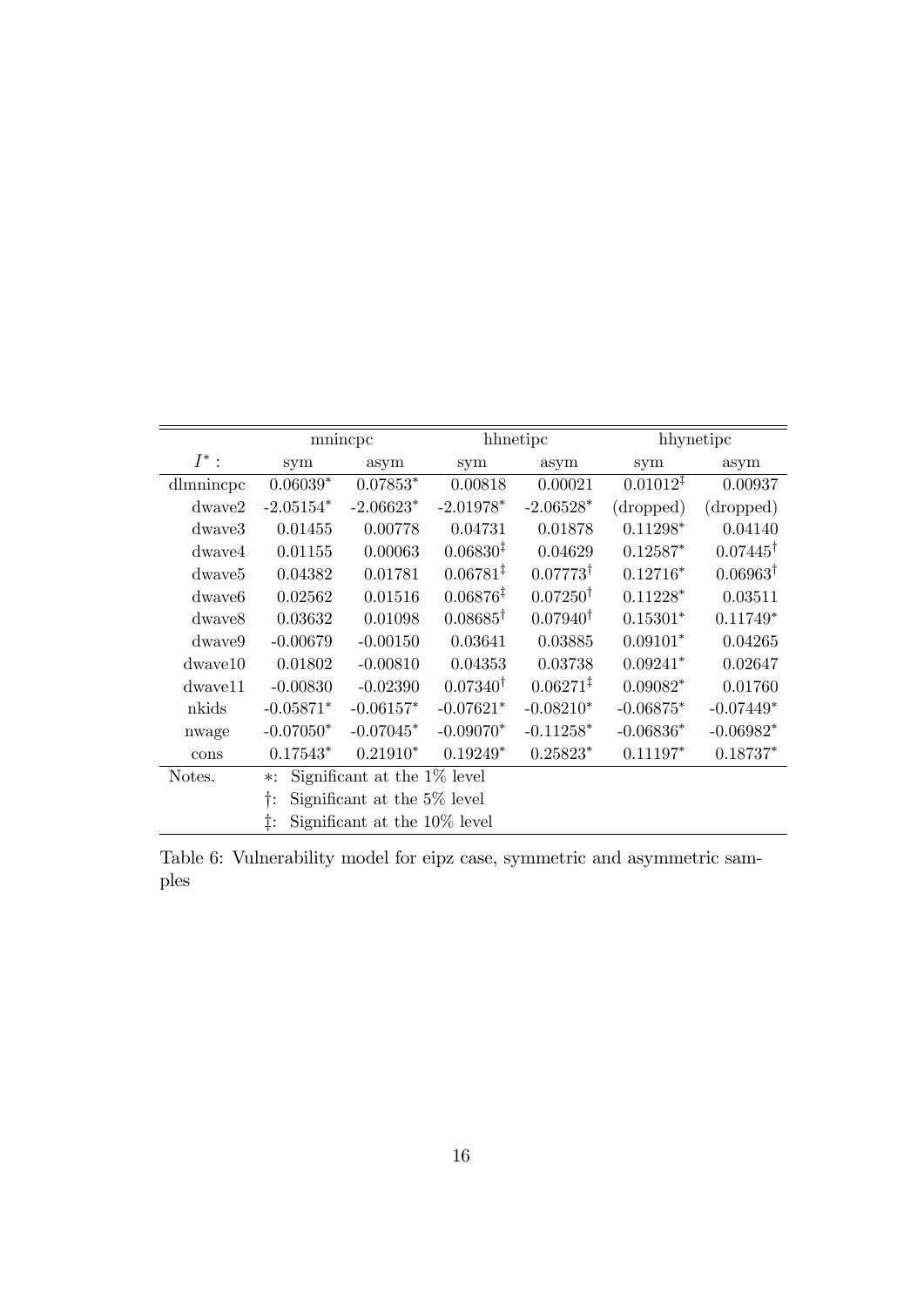| | mnincpc | | hhnetipc | | hhynetipc | |
|---|---|---|---|---|---|---|
| $I^*$ : | sym | asym | sym | asym | sym | asym |
| dlmnincpc | 0.06039* | 0.07853* | 0.00818 | 0.00021 | 0.01012‡ | 0.00937 |
| dwave2 | -2.05154* | -2.06623* | -2.01978* | -2.06528* | (dropped) | (dropped) |
| dwave3 | 0.01455 | 0.00778 | 0.04731 | 0.01878 | 0.11298* | 0.04140 |
| dwave4 | 0.01155 | 0.00063 | 0.06830‡ | 0.04629 | 0.12587* | 0.07445† |
| dwave5 | 0.04382 | 0.01781 | 0.06781‡ | 0.07773† | 0.12716* | 0.06963† |
| dwave6 | 0.02562 | 0.01516 | 0.06876‡ | 0.07250† | 0.11228* | 0.03511 |
| dwave8 | 0.03632 | 0.01098 | 0.08685† | 0.07940† | 0.15301* | 0.11749* |
| dwave9 | -0.00679 | -0.00150 | 0.03641 | 0.03885 | 0.09101* | 0.04265 |
| dwave10 | 0.01802 | -0.00810 | 0.04353 | 0.03738 | 0.09241* | 0.02647 |
| dwave11 | -0.00830 | -0.02390 | 0.07340† | 0.06271‡ | 0.09082* | 0.01760 |
| nkids | -0.05871* | -0.06157* | -0.07621* | -0.08210* | -0.06875* | -0.07449* |
| nwage | -0.07050* | -0.07045* | -0.09070* | -0.11258* | -0.06836* | -0.06982* |
| cons | 0.17543* | 0.21910* | 0.19249* | 0.25823* | 0.11197* | 0.18737* |
| Notes. | *: Significant at the 1% level | | | | | |
| | †: Significant at the 5% level | | | | | |
| | ‡: Significant at the 10% level | | | | | |

Table 6: Vulnerability model for eipz case, symmetric and asymmetric samples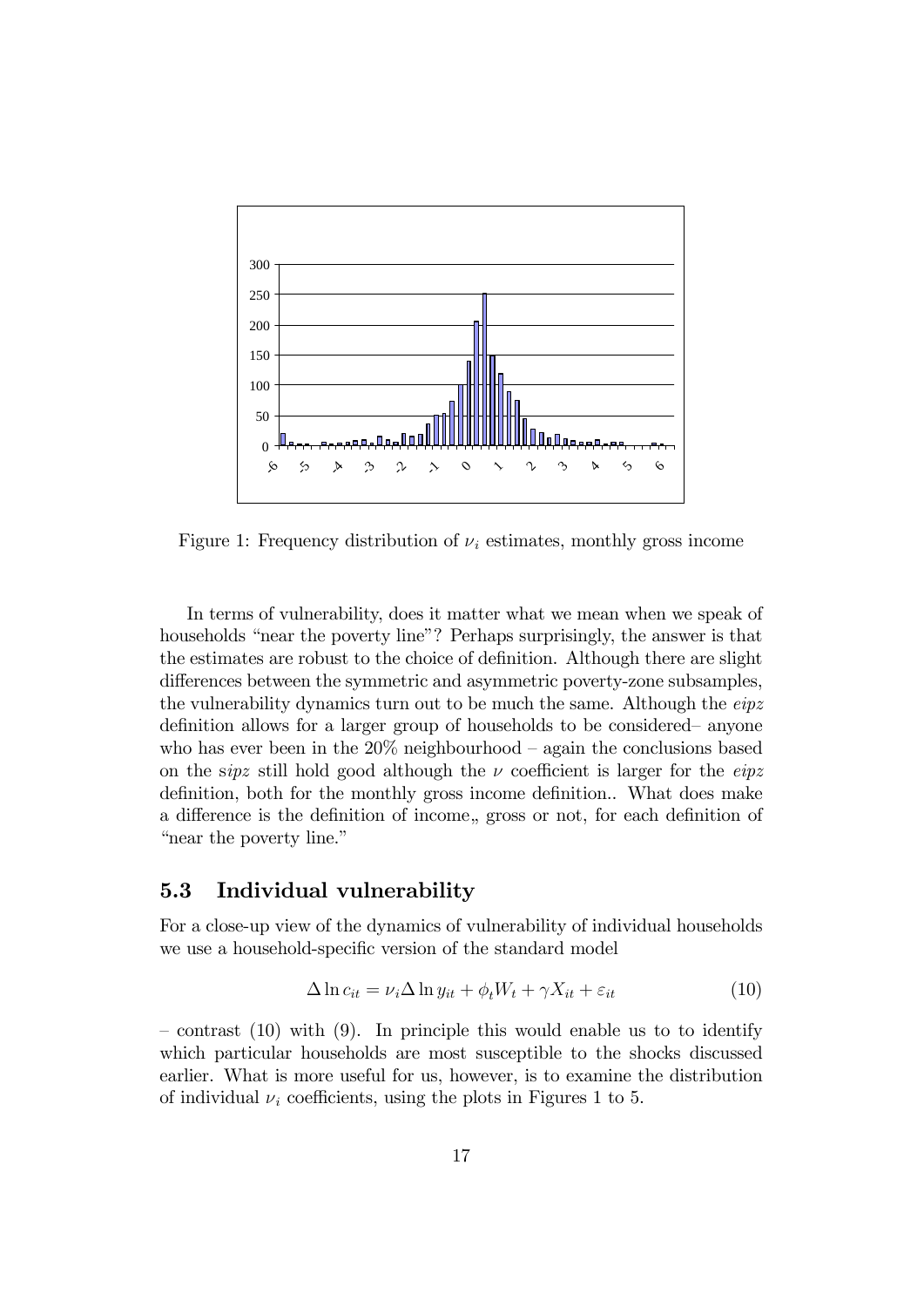Figure 1: Frequency distribution of $\nu_i$ estimates, monthly gross income

In terms of vulnerability, does it matter what we mean when we speak of households "near the poverty line"? Perhaps surprisingly, the answer is that the estimates are robust to the choice of definition. Although there are slight differences between the symmetric and asymmetric poverty-zone subsamples, the vulnerability dynamics turn out to be much the same. Although the *eipz* definition allows for a larger group of households to be considered– anyone who has ever been in the 20% neighbourhood – again the conclusions based on the *sipz* still hold good although the $\nu$ coefficient is larger for the *eipz* definition, both for the monthly gross income definition.. What does make a difference is the definition of income,, gross or not, for each definition of "near the poverty line."

## 5.3 Individual vulnerability

For a close-up view of the dynamics of vulnerability of individual households we use a household-specific version of the standard model

$$\Delta \ln c_{it} = \nu_i \Delta \ln y_{it} + \phi_t W_t + \gamma X_{it} + \varepsilon_{it} \tag{10}$$

– contrast (10) with (9). In principle this would enable us to to identify which particular households are most susceptible to the shocks discussed earlier. What is more useful for us, however, is to examine the distribution of individual $\nu_i$ coefficients, using the plots in Figures 1 to 5.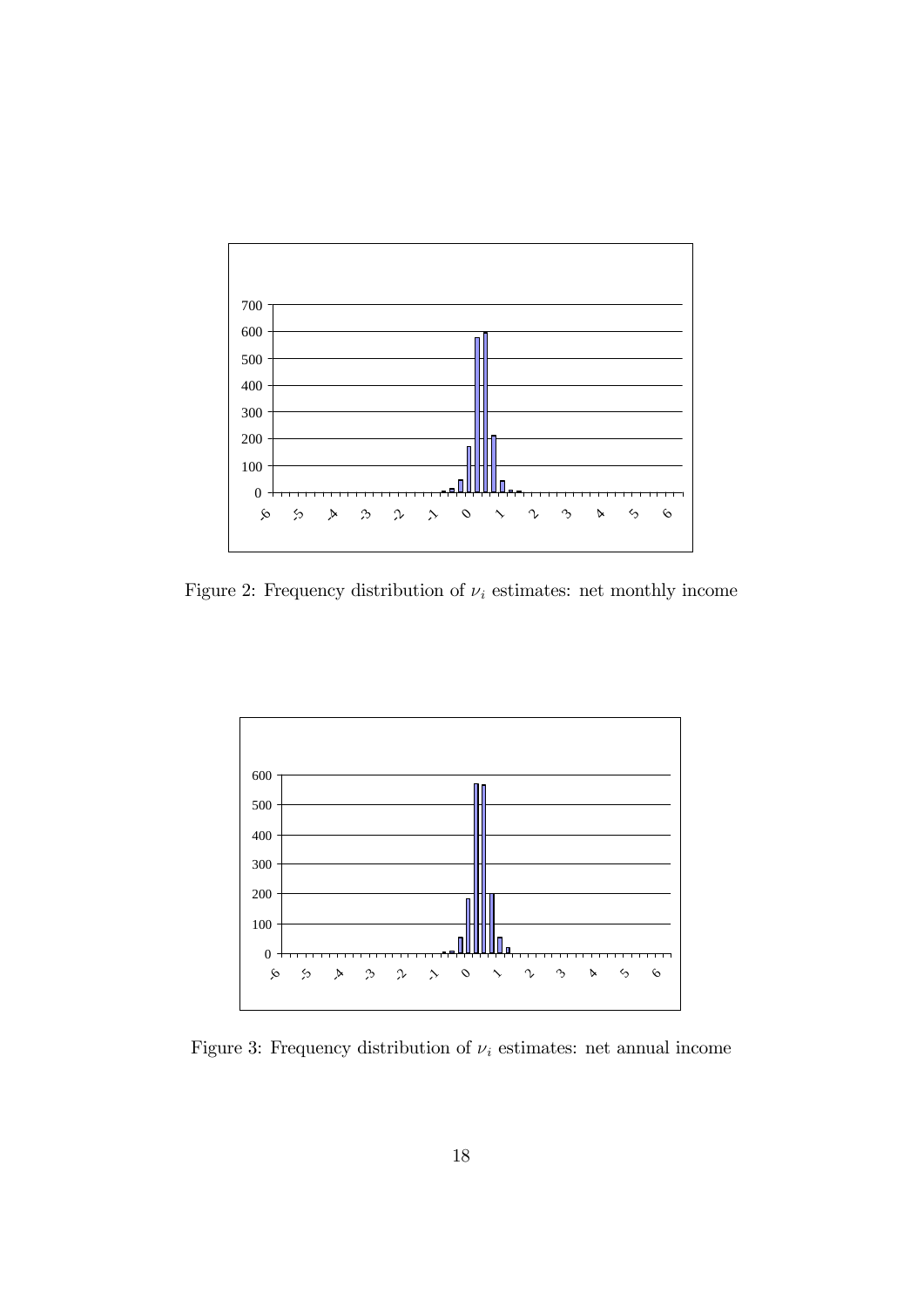Figure 2: Frequency distribution of $\nu_i$ estimates: net monthly income

Figure 3: Frequency distribution of $\nu_i$ estimates: net annual income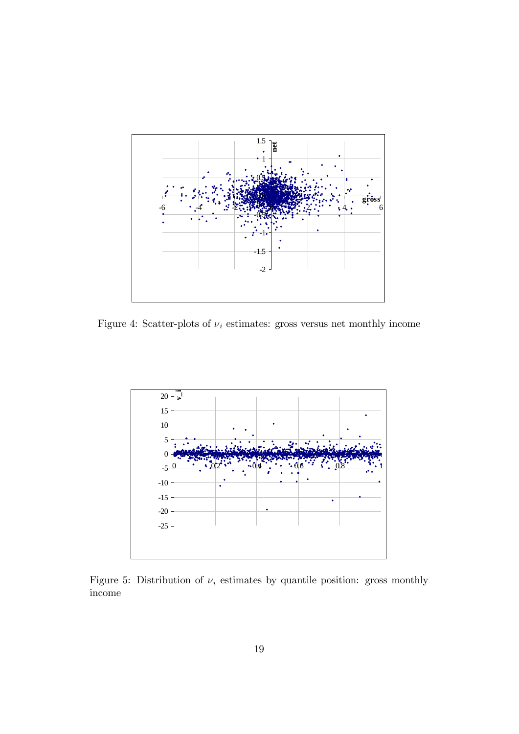Figure 4: Scatter-plots of $\nu_i$ estimates: gross versus net monthly income

Figure 5: Distribution of $\nu_i$ estimates by quantile position: gross monthly income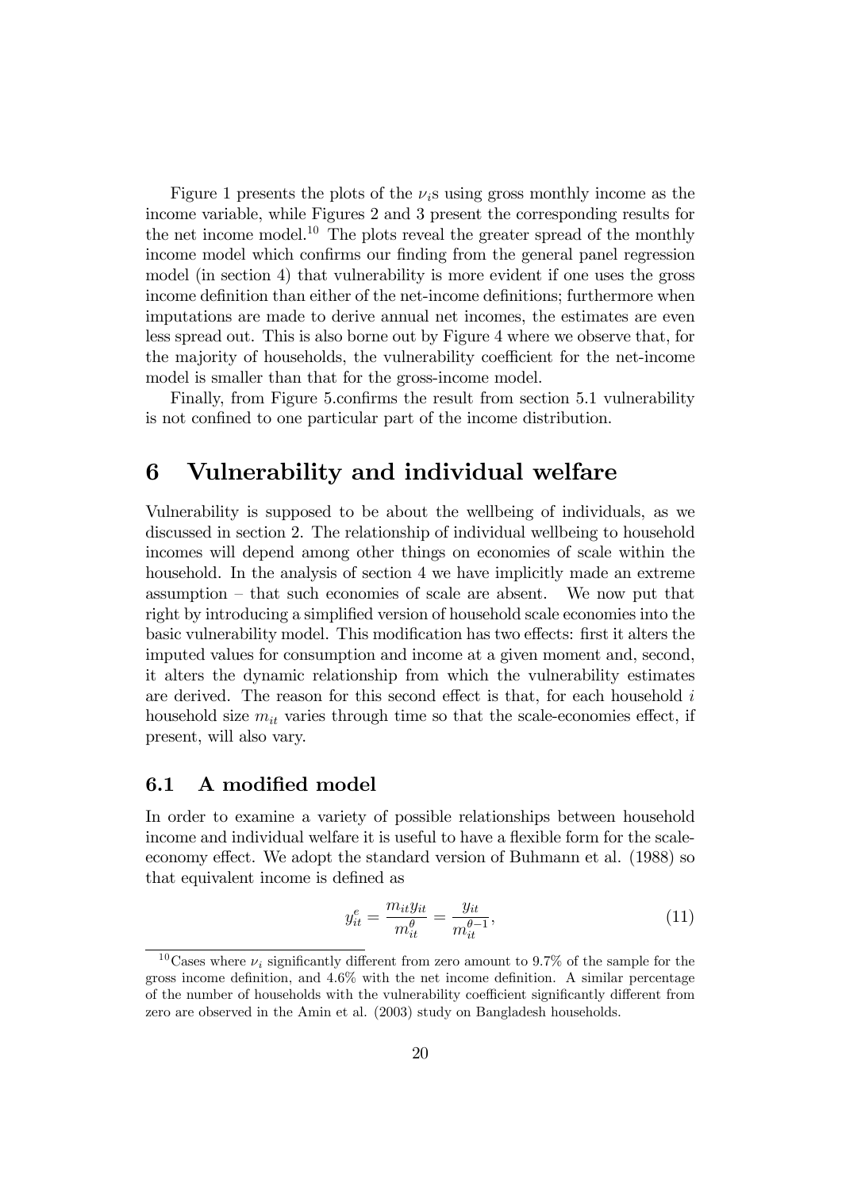Figure 1 presents the plots of the $\nu_i$s using gross monthly income as the income variable, while Figures 2 and 3 present the corresponding results for the net income model.[10] The plots reveal the greater spread of the monthly income model which confirms our finding from the general panel regression model (in section 4) that vulnerability is more evident if one uses the gross income definition than either of the net-income definitions; furthermore when imputations are made to derive annual net incomes, the estimates are even less spread out. This is also borne out by Figure 4 where we observe that, for the majority of households, the vulnerability coefficient for the net-income model is smaller than that for the gross-income model.

Finally, from Figure 5.confirms the result from section 5.1 vulnerability is not confined to one particular part of the income distribution.

# 6 Vulnerability and individual welfare

Vulnerability is supposed to be about the wellbeing of individuals, as we discussed in section 2. The relationship of individual wellbeing to household incomes will depend among other things on economies of scale within the household. In the analysis of section 4 we have implicitly made an extreme assumption – that such economies of scale are absent. We now put that right by introducing a simplified version of household scale economies into the basic vulnerability model. This modification has two effects: first it alters the imputed values for consumption and income at a given moment and, second, it alters the dynamic relationship from which the vulnerability estimates are derived. The reason for this second effect is that, for each household $i$ household size $m_{it}$ varies through time so that the scale-economies effect, if present, will also vary.

## 6.1 A modified model

In order to examine a variety of possible relationships between household income and individual welfare it is useful to have a flexible form for the scale-economy effect. We adopt the standard version of Buhmann et al. (1988) so that equivalent income is defined as

$$y_{it}^{e} = \frac{m_{it} y_{it}}{m_{it}^{\theta}} = \frac{y_{it}}{m_{it}^{\theta - 1}}, \tag{11}$$

[10] Cases where $\nu_i$ significantly different from zero amount to 9.7% of the sample for the gross income definition, and 4.6% with the net income definition. A similar percentage of the number of households with the vulnerability coefficient significantly different from zero are observed in the Amin et al. (2003) study on Bangladesh households.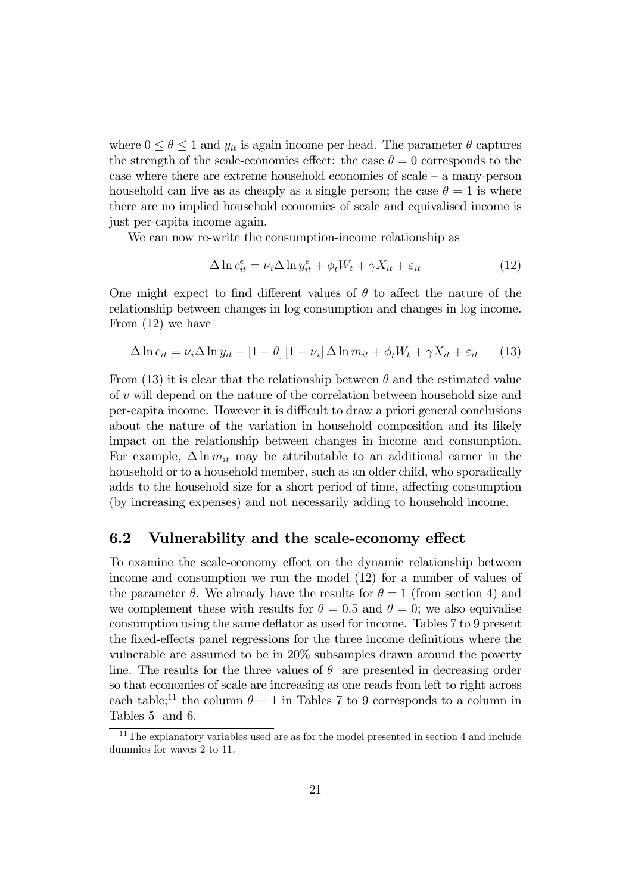where $0 \leq \theta \leq 1$ and $y_{it}$ is again income per head. The parameter $\theta$ captures the strength of the scale-economies effect: the case $\theta = 0$ corresponds to the case where there are extreme household economies of scale – a many-person household can live as as cheaply as a single person; the case $\theta = 1$ is where there are no implied household economies of scale and equivalised income is just per-capita income again.

We can now re-write the consumption-income relationship as

$$\Delta \ln c_{it}^{e} = \nu_i \Delta \ln y_{it}^{e} + \phi_t W_t + \gamma X_{it} + \varepsilon_{it} \tag{12}$$

One might expect to find different values of $\theta$ to affect the nature of the relationship between changes in log consumption and changes in log income. From (12) we have

$$\Delta \ln c_{it} = \nu_i \Delta \ln y_{it} - [1 - \theta] [1 - \nu_i] \Delta \ln m_{it} + \phi_t W_t + \gamma X_{it} + \varepsilon_{it} \tag{13}$$

From (13) it is clear that the relationship between $\theta$ and the estimated value of $v$ will depend on the nature of the correlation between household size and per-capita income. However it is difficult to draw a priori general conclusions about the nature of the variation in household composition and its likely impact on the relationship between changes in income and consumption. For example, $\Delta \ln m_{it}$ may be attributable to an additional earner in the household or to a household member, such as an older child, who sporadically adds to the household size for a short period of time, affecting consumption (by increasing expenses) and not necessarily adding to household income.

## 6.2 Vulnerability and the scale-economy effect

To examine the scale-economy effect on the dynamic relationship between income and consumption we run the model (12) for a number of values of the parameter $\theta$. We already have the results for $\theta = 1$ (from section 4) and we complement these with results for $\theta = 0.5$ and $\theta = 0$; we also equivalise consumption using the same deflator as used for income. Tables 7 to 9 present the fixed-effects panel regressions for the three income definitions where the vulnerable are assumed to be in 20% subsamples drawn around the poverty line. The results for the three values of $\theta$ are presented in decreasing order so that economies of scale are increasing as one reads from left to right across each table;[11] the column $\theta = 1$ in Tables 7 to 9 corresponds to a column in Tables 5 and 6.

[11] The explanatory variables used are as for the model presented in section 4 and include dummies for waves 2 to 11.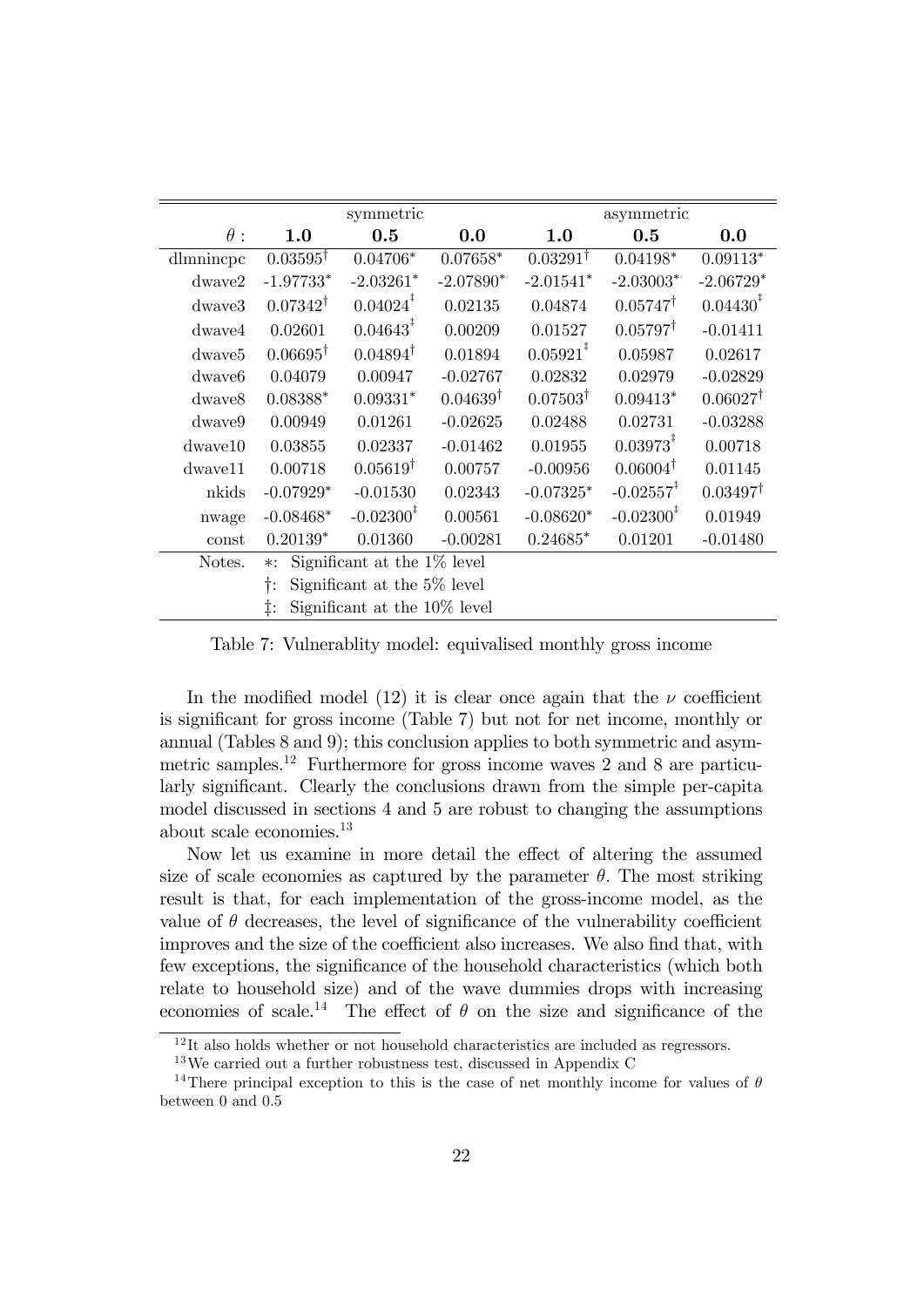| | symmetric | | | asymmetric | | |
|---|---|---|---|---|---|---|
| $\theta$ : | **1.0** | **0.5** | **0.0** | **1.0** | **0.5** | **0.0** |
| dlmnincpc | 0.03595† | 0.04706* | 0.07658* | 0.03291† | 0.04198* | 0.09113* |
| dwave2 | -1.97733* | -2.03261* | -2.07890* | -2.01541* | -2.03003* | -2.06729* |
| dwave3 | 0.07342† | 0.04024‡ | 0.02135 | 0.04874 | 0.05747† | 0.04430‡ |
| dwave4 | 0.02601 | 0.04643‡ | 0.00209 | 0.01527 | 0.05797† | -0.01411 |
| dwave5 | 0.06695† | 0.04894† | 0.01894 | 0.05921‡ | 0.05987 | 0.02617 |
| dwave6 | 0.04079 | 0.00947 | -0.02767 | 0.02832 | 0.02979 | -0.02829 |
| dwave8 | 0.08388* | 0.09331* | 0.04639† | 0.07503† | 0.09413* | 0.06027† |
| dwave9 | 0.00949 | 0.01261 | -0.02625 | 0.02488 | 0.02731 | -0.03288 |
| dwave10 | 0.03855 | 0.02337 | -0.01462 | 0.01955 | 0.03973‡ | 0.00718 |
| dwave11 | 0.00718 | 0.05619† | 0.00757 | -0.00956 | 0.06004† | 0.01145 |
| nkids | -0.07929* | -0.01530 | 0.02343 | -0.07325* | -0.02557‡ | 0.03497† |
| nwage | -0.08468* | -0.02300‡ | 0.00561 | -0.08620* | -0.02300‡ | 0.01949 |
| const | 0.20139* | 0.01360 | -0.00281 | 0.24685* | 0.01201 | -0.01480 |
| Notes. | *: Significant at the 1% level | | | | | |
| | †: Significant at the 5% level | | | | | |
| | ‡: Significant at the 10% level | | | | | |

Table 7: Vulnerablity model: equivalised monthly gross income

In the modified model (12) it is clear once again that the $\nu$ coefficient is significant for gross income (Table 7) but not for net income, monthly or annual (Tables 8 and 9); this conclusion applies to both symmetric and asymmetric samples.[12] Furthermore for gross income waves 2 and 8 are particularly significant. Clearly the conclusions drawn from the simple per-capita model discussed in sections 4 and 5 are robust to changing the assumptions about scale economies.[13]

Now let us examine in more detail the effect of altering the assumed size of scale economies as captured by the parameter $\theta$. The most striking result is that, for each implementation of the gross-income model, as the value of $\theta$ decreases, the level of significance of the vulnerability coefficient improves and the size of the coefficient also increases. We also find that, with few exceptions, the significance of the household characteristics (which both relate to household size) and of the wave dummies drops with increasing economies of scale.[14] The effect of $\theta$ on the size and significance of the

[12] It also holds whether or not household characteristics are included as regressors.

[13] We carried out a further robustness test, discussed in Appendix C

[14] There principal exception to this is the case of net monthly income for values of $\theta$ between 0 and 0.5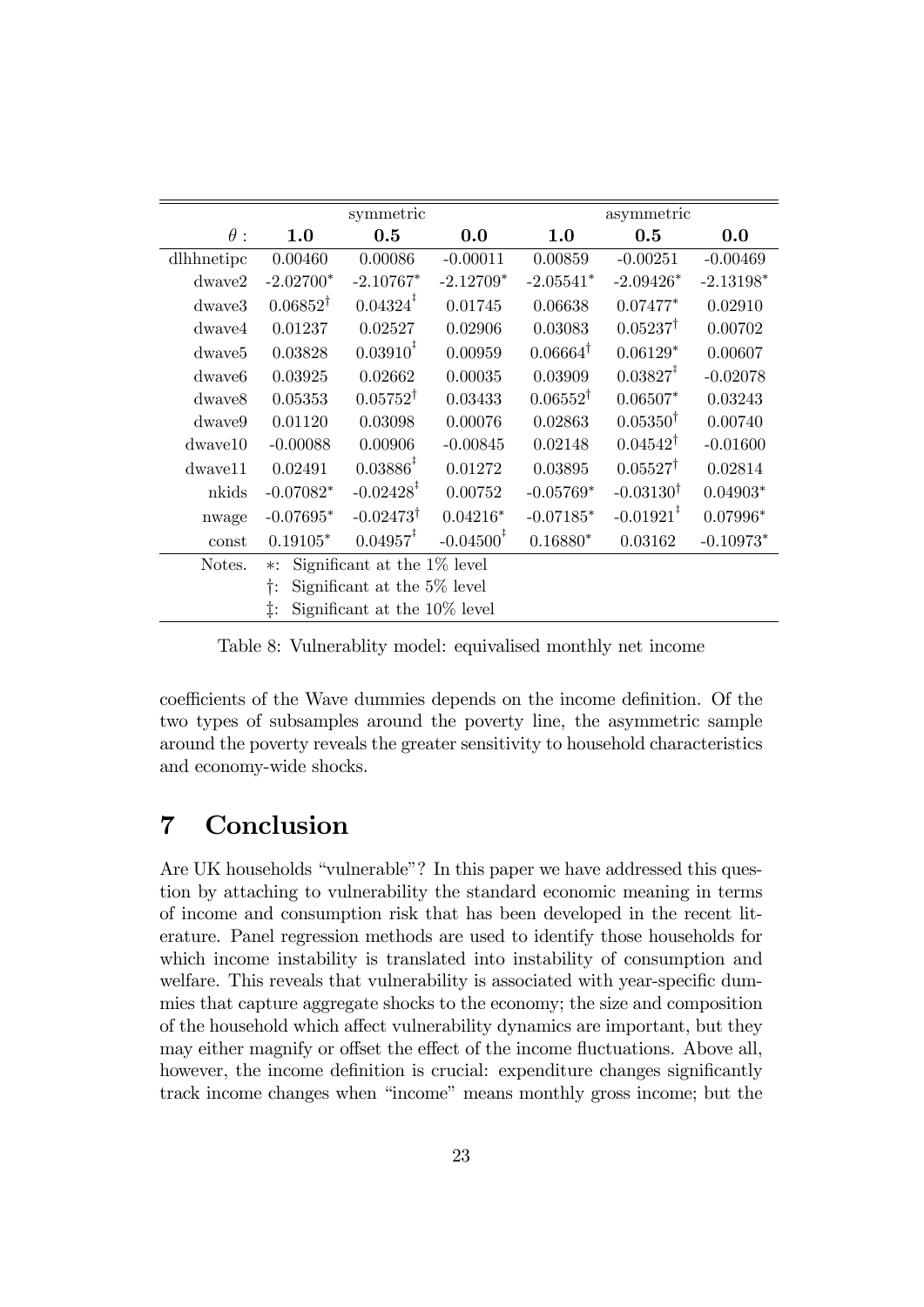| | symmetric | | | asymmetric | | |
|---|---|---|---|---|---|---|
| $\theta$ : | **1.0** | **0.5** | **0.0** | **1.0** | **0.5** | **0.0** |
| dlhhnetipc | 0.00460 | 0.00086 | -0.00011 | 0.00859 | -0.00251 | -0.00469 |
| dwave2 | -2.02700* | -2.10767* | -2.12709* | -2.05541* | -2.09426* | -2.13198* |
| dwave3 | 0.06852† | 0.04324‡ | 0.01745 | 0.06638 | 0.07477* | 0.02910 |
| dwave4 | 0.01237 | 0.02527 | 0.02906 | 0.03083 | 0.05237† | 0.00702 |
| dwave5 | 0.03828 | 0.03910‡ | 0.00959 | 0.06664† | 0.06129* | 0.00607 |
| dwave6 | 0.03925 | 0.02662 | 0.00035 | 0.03909 | 0.03827‡ | -0.02078 |
| dwave8 | 0.05353 | 0.05752† | 0.03433 | 0.06552† | 0.06507* | 0.03243 |
| dwave9 | 0.01120 | 0.03098 | 0.00076 | 0.02863 | 0.05350† | 0.00740 |
| dwave10 | -0.00088 | 0.00906 | -0.00845 | 0.02148 | 0.04542† | -0.01600 |
| dwave11 | 0.02491 | 0.03886‡ | 0.01272 | 0.03895 | 0.05527† | 0.02814 |
| nkids | -0.07082* | -0.02428‡ | 0.00752 | -0.05769* | -0.03130† | 0.04903* |
| nwage | -0.07695* | -0.02473† | 0.04216* | -0.07185* | -0.01921‡ | 0.07996* |
| const | 0.19105* | 0.04957‡ | -0.04500‡ | 0.16880* | 0.03162 | -0.10973* |
| Notes. | *: Significant at the 1% level | | | | | |
| | †: Significant at the 5% level | | | | | |
| | ‡: Significant at the 10% level | | | | | |

Table 8: Vulnerablity model: equivalised monthly net income

coefficients of the Wave dummies depends on the income definition. Of the two types of subsamples around the poverty line, the asymmetric sample around the poverty reveals the greater sensitivity to household characteristics and economy-wide shocks.

# 7 Conclusion

Are UK households "vulnerable"? In this paper we have addressed this question by attaching to vulnerability the standard economic meaning in terms of income and consumption risk that has been developed in the recent literature. Panel regression methods are used to identify those households for which income instability is translated into instability of consumption and welfare. This reveals that vulnerability is associated with year-specific dummies that capture aggregate shocks to the economy; the size and composition of the household which affect vulnerability dynamics are important, but they may either magnify or offset the effect of the income fluctuations. Above all, however, the income definition is crucial: expenditure changes significantly track income changes when "income" means monthly gross income; but the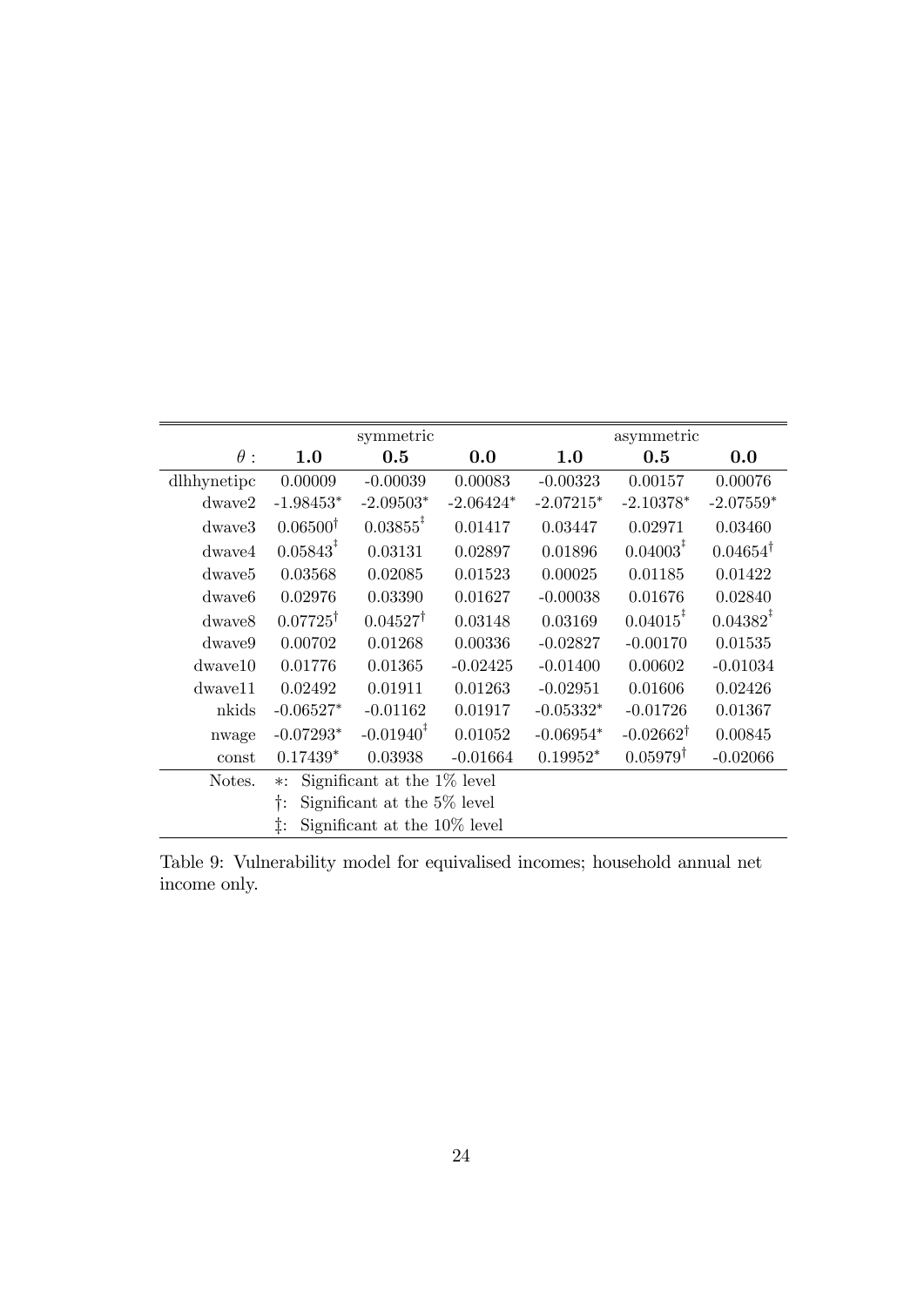| | symmetric | | | asymmetric | | |
|---|---|---|---|---|---|---|
| $\theta$ : | **1.0** | **0.5** | **0.0** | **1.0** | **0.5** | **0.0** |
| dlhhynetipc | 0.00009 | -0.00039 | 0.00083 | -0.00323 | 0.00157 | 0.00076 |
| dwave2 | -1.98453* | -2.09503* | -2.06424* | -2.07215* | -2.10378* | -2.07559* |
| dwave3 | 0.06500† | 0.03855‡ | 0.01417 | 0.03447 | 0.02971 | 0.03460 |
| dwave4 | 0.05843‡ | 0.03131 | 0.02897 | 0.01896 | 0.04003‡ | 0.04654† |
| dwave5 | 0.03568 | 0.02085 | 0.01523 | 0.00025 | 0.01185 | 0.01422 |
| dwave6 | 0.02976 | 0.03390 | 0.01627 | -0.00038 | 0.01676 | 0.02840 |
| dwave8 | 0.07725† | 0.04527† | 0.03148 | 0.03169 | 0.04015‡ | 0.04382‡ |
| dwave9 | 0.00702 | 0.01268 | 0.00336 | -0.02827 | -0.00170 | 0.01535 |
| dwave10 | 0.01776 | 0.01365 | -0.02425 | -0.01400 | 0.00602 | -0.01034 |
| dwave11 | 0.02492 | 0.01911 | 0.01263 | -0.02951 | 0.01606 | 0.02426 |
| nkids | -0.06527* | -0.01162 | 0.01917 | -0.05332* | -0.01726 | 0.01367 |
| nwage | -0.07293* | -0.01940‡ | 0.01052 | -0.06954* | -0.02662† | 0.00845 |
| const | 0.17439* | 0.03938 | -0.01664 | 0.19952* | 0.05979† | -0.02066 |
| Notes. | *: Significant at the 1% level | | | | | |
| | †: Significant at the 5% level | | | | | |
| | ‡: Significant at the 10% level | | | | | |

Table 9: Vulnerability model for equivalised incomes; household annual net income only.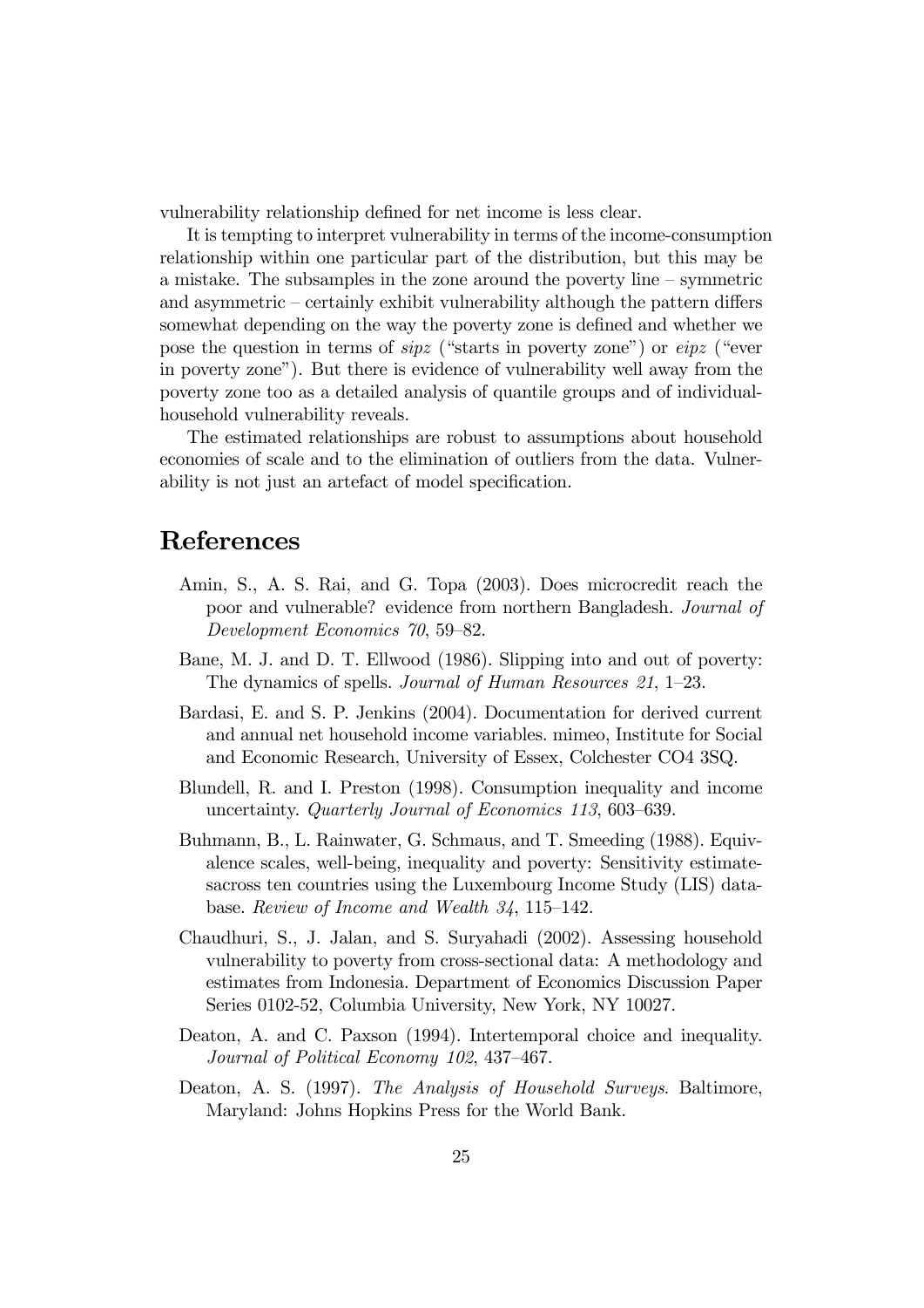vulnerability relationship defined for net income is less clear.

It is tempting to interpret vulnerability in terms of the income-consumption relationship within one particular part of the distribution, but this may be a mistake. The subsamples in the zone around the poverty line – symmetric and asymmetric – certainly exhibit vulnerability although the pattern differs somewhat depending on the way the poverty zone is defined and whether we pose the question in terms of *sipz* ("starts in poverty zone") or *eipz* ("ever in poverty zone"). But there is evidence of vulnerability well away from the poverty zone too as a detailed analysis of quantile groups and of individual-household vulnerability reveals.

The estimated relationships are robust to assumptions about household economies of scale and to the elimination of outliers from the data. Vulnerability is not just an artefact of model specification.

# References

Amin, S., A. S. Rai, and G. Topa (2003). Does microcredit reach the poor and vulnerable? evidence from northern Bangladesh. *Journal of Development Economics 70*, 59–82.

Bane, M. J. and D. T. Ellwood (1986). Slipping into and out of poverty: The dynamics of spells. *Journal of Human Resources 21*, 1–23.

Bardasi, E. and S. P. Jenkins (2004). Documentation for derived current and annual net household income variables. mimeo, Institute for Social and Economic Research, University of Essex, Colchester CO4 3SQ.

Blundell, R. and I. Preston (1998). Consumption inequality and income uncertainty. *Quarterly Journal of Economics 113*, 603–639.

Buhmann, B., L. Rainwater, G. Schmaus, and T. Smeeding (1988). Equivalence scales, well-being, inequality and poverty: Sensitivity estimatesacross ten countries using the Luxembourg Income Study (LIS) database. *Review of Income and Wealth 34*, 115–142.

Chaudhuri, S., J. Jalan, and S. Suryahadi (2002). Assessing household vulnerability to poverty from cross-sectional data: A methodology and estimates from Indonesia. Department of Economics Discussion Paper Series 0102-52, Columbia University, New York, NY 10027.

Deaton, A. and C. Paxson (1994). Intertemporal choice and inequality. *Journal of Political Economy 102*, 437–467.

Deaton, A. S. (1997). *The Analysis of Household Surveys*. Baltimore, Maryland: Johns Hopkins Press for the World Bank.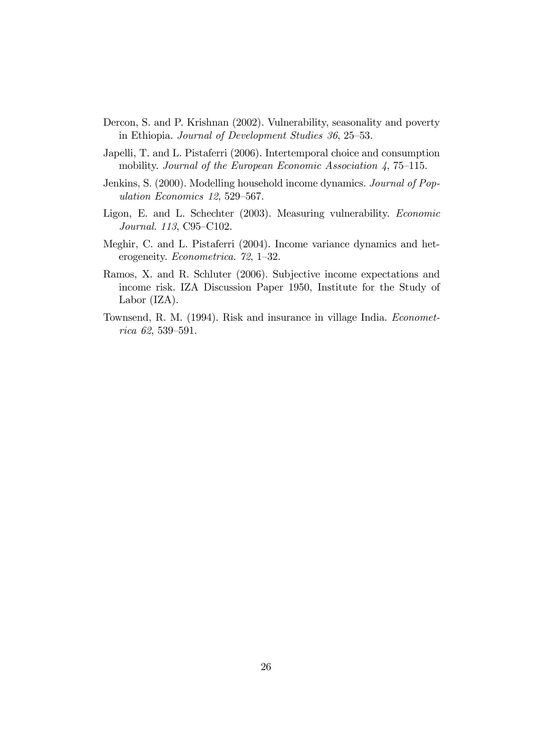Dercon, S. and P. Krishnan (2002). Vulnerability, seasonality and poverty in Ethiopia. *Journal of Development Studies 36*, 25–53.

Japelli, T. and L. Pistaferri (2006). Intertemporal choice and consumption mobility. *Journal of the European Economic Association 4*, 75–115.

Jenkins, S. (2000). Modelling household income dynamics. *Journal of Population Economics 12*, 529–567.

Ligon, E. and L. Schechter (2003). Measuring vulnerability. *Economic Journal. 113*, C95–C102.

Meghir, C. and L. Pistaferri (2004). Income variance dynamics and heterogeneity. *Econometrica. 72*, 1–32.

Ramos, X. and R. Schluter (2006). Subjective income expectations and income risk. IZA Discussion Paper 1950, Institute for the Study of Labor (IZA).

Townsend, R. M. (1994). Risk and insurance in village India. *Econometrica 62*, 539–591.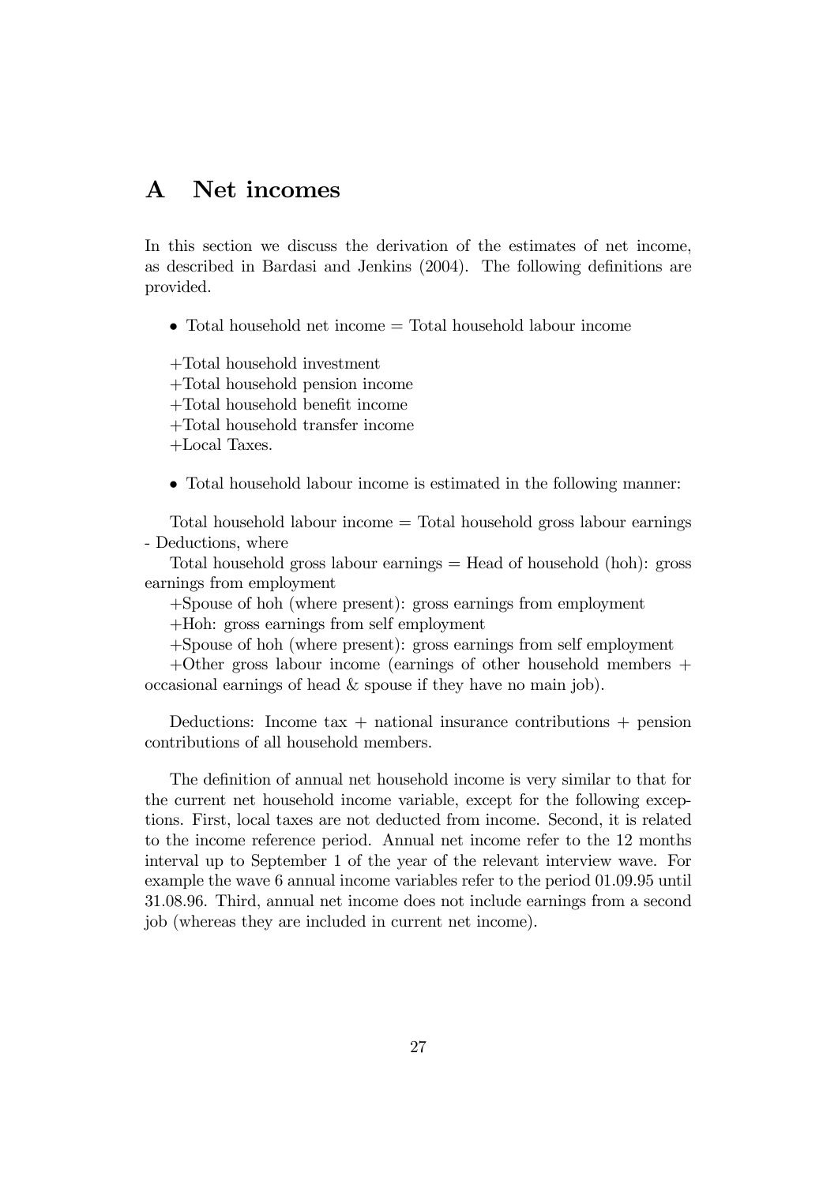# A Net incomes

In this section we discuss the derivation of the estimates of net income, as described in Bardasi and Jenkins (2004). The following definitions are provided.

- Total household net income = Total household labour income

+Total household investment
+Total household pension income
+Total household benefit income
+Total household transfer income
+Local Taxes.

- Total household labour income is estimated in the following manner:

Total household labour income = Total household gross labour earnings - Deductions, where

Total household gross labour earnings = Head of household (hoh): gross earnings from employment

+Spouse of hoh (where present): gross earnings from employment

+Hoh: gross earnings from self employment

+Spouse of hoh (where present): gross earnings from self employment

+Other gross labour income (earnings of other household members + occasional earnings of head & spouse if they have no main job).

Deductions: Income tax + national insurance contributions + pension contributions of all household members.

The definition of annual net household income is very similar to that for the current net household income variable, except for the following exceptions. First, local taxes are not deducted from income. Second, it is related to the income reference period. Annual net income refer to the 12 months interval up to September 1 of the year of the relevant interview wave. For example the wave 6 annual income variables refer to the period 01.09.95 until 31.08.96. Third, annual net income does not include earnings from a second job (whereas they are included in current net income).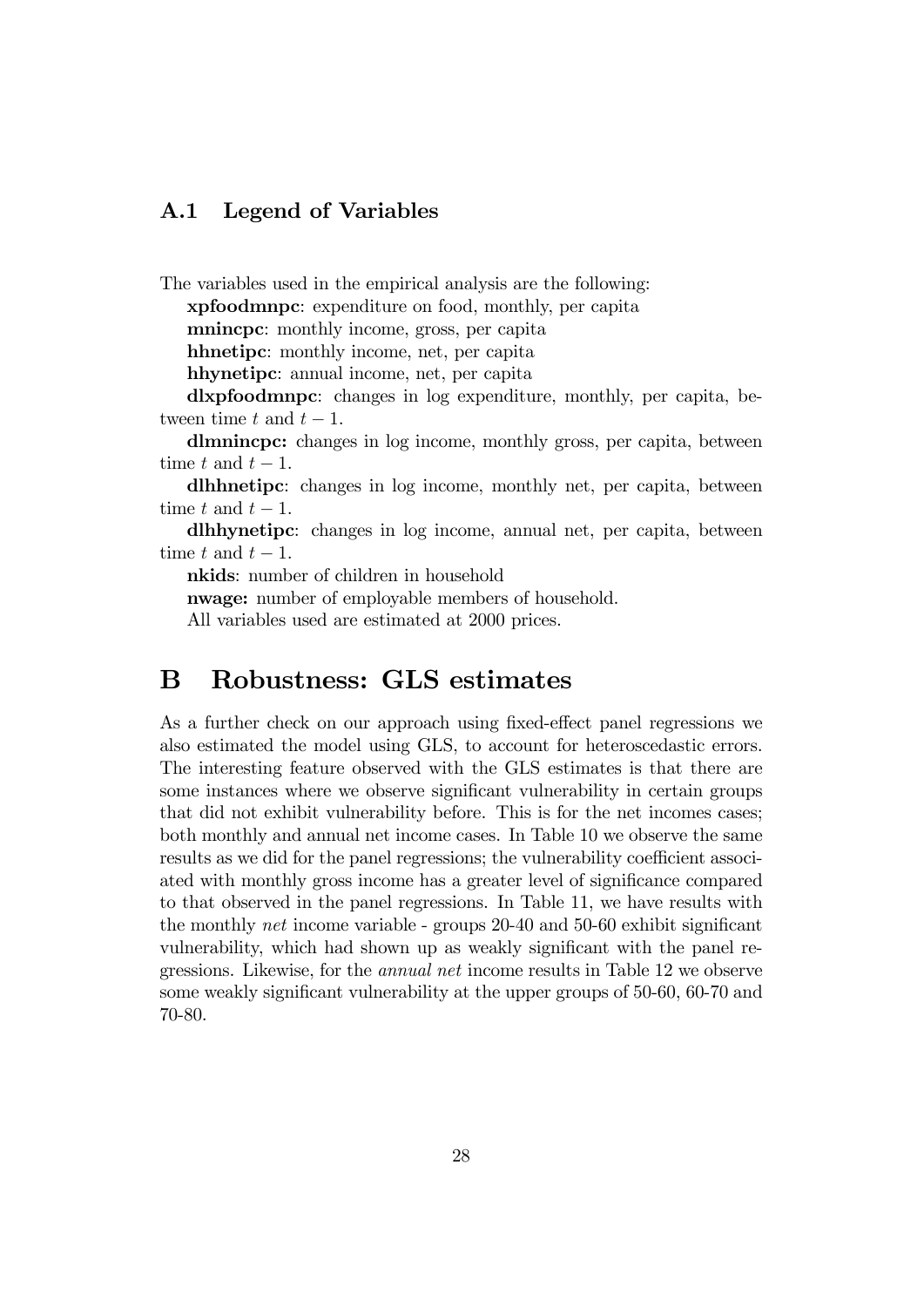### A.1 Legend of Variables

The variables used in the empirical analysis are the following:

**xpfoodmnpc**: expenditure on food, monthly, per capita

**mnincpc**: monthly income, gross, per capita

**hhnetipc**: monthly income, net, per capita

**hhynetipc**: annual income, net, per capita

**dlxpfoodmnpc**: changes in log expenditure, monthly, per capita, between time $t$ and $t-1$.

**dlmnincpc:** changes in log income, monthly gross, per capita, between time $t$ and $t-1$.

**dlhhnetipc**: changes in log income, monthly net, per capita, between time $t$ and $t-1$.

**dlhhynetipc**: changes in log income, annual net, per capita, between time $t$ and $t-1$.

**nkids**: number of children in household

**nwage:** number of employable members of household.

All variables used are estimated at 2000 prices.

# B Robustness: GLS estimates

As a further check on our approach using fixed-effect panel regressions we also estimated the model using GLS, to account for heteroscedastic errors. The interesting feature observed with the GLS estimates is that there are some instances where we observe significant vulnerability in certain groups that did not exhibit vulnerability before. This is for the net incomes cases; both monthly and annual net income cases. In Table 10 we observe the same results as we did for the panel regressions; the vulnerability coefficient associated with monthly gross income has a greater level of significance compared to that observed in the panel regressions. In Table 11, we have results with the monthly *net* income variable - groups 20-40 and 50-60 exhibit significant vulnerability, which had shown up as weakly significant with the panel regressions. Likewise, for the *annual net* income results in Table 12 we observe some weakly significant vulnerability at the upper groups of 50-60, 60-70 and 70-80.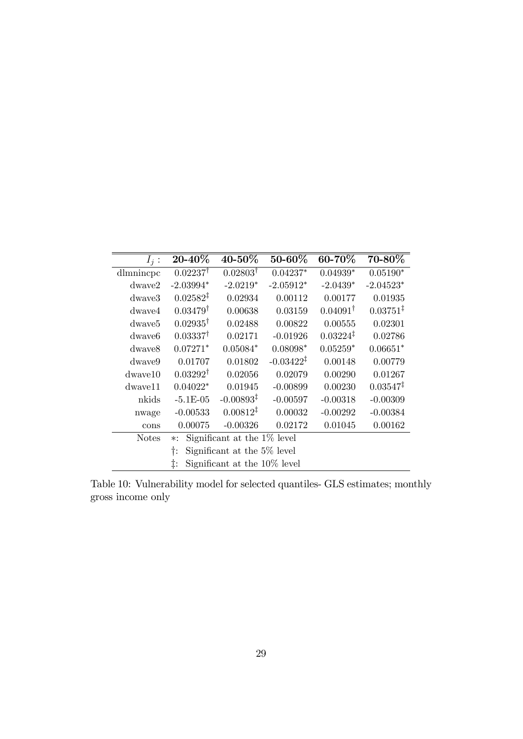| $I_j$ : | **20-40%** | **40-50%** | **50-60%** | **60-70%** | **70-80%** |
|---|---|---|---|---|---|
| dlmnincpc | $0.02237^{\dagger}$ | $0.02803^{\dagger}$ | $0.04237^{*}$ | $0.04939^{*}$ | $0.05190^{*}$ |
| dwave2 | $-2.03994^{*}$ | $-2.0219^{*}$ | $-2.05912^{*}$ | $-2.0439^{*}$ | $-2.04523^{*}$ |
| dwave3 | $0.02582^{\ddagger}$ | 0.02934 | 0.00112 | 0.00177 | 0.01935 |
| dwave4 | $0.03479^{\dagger}$ | 0.00638 | 0.03159 | $0.04091^{\dagger}$ | $0.03751^{\ddagger}$ |
| dwave5 | $0.02935^{\dagger}$ | 0.02488 | 0.00822 | 0.00555 | 0.02301 |
| dwave6 | $0.03337^{\dagger}$ | 0.02171 | -0.01926 | $0.03224^{\ddagger}$ | 0.02786 |
| dwave8 | $0.07271^{*}$ | $0.05084^{*}$ | $0.08098^{*}$ | $0.05259^{*}$ | $0.06651^{*}$ |
| dwave9 | 0.01707 | 0.01802 | $-0.03422^{\ddagger}$ | 0.00148 | 0.00779 |
| dwave10 | $0.03292^{\dagger}$ | 0.02056 | 0.02079 | 0.00290 | 0.01267 |
| dwave11 | $0.04022^{*}$ | 0.01945 | -0.00899 | 0.00230 | $0.03547^{\ddagger}$ |
| nkids | -5.1E-05 | $-0.00893^{\ddagger}$ | -0.00597 | -0.00318 | -0.00309 |
| nwage | -0.00533 | $0.00812^{\ddagger}$ | 0.00032 | -0.00292 | -0.00384 |
| cons | 0.00075 | -0.00326 | 0.02172 | 0.01045 | 0.00162 |
| Notes | $*$: Significant at the 1% level | | | | |
| | $\dagger$: Significant at the 5% level | | | | |
| | $\ddagger$: Significant at the 10% level | | | | |

Table 10: Vulnerability model for selected quantiles- GLS estimates; monthly gross income only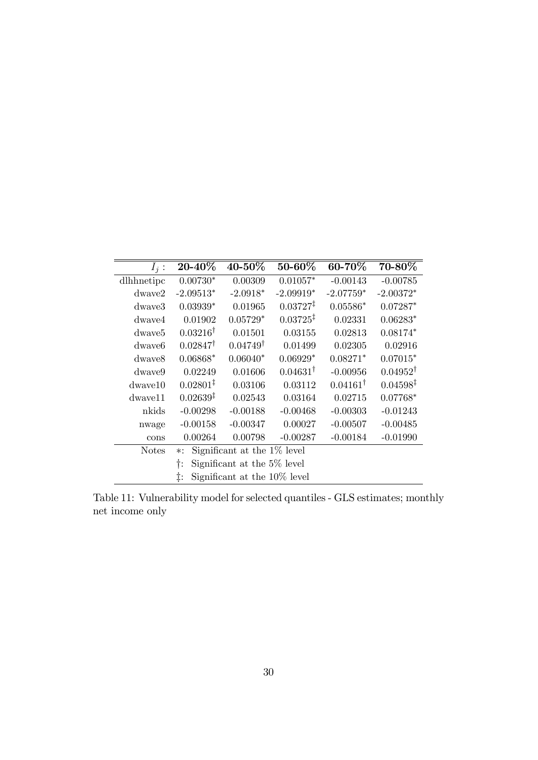| $I_j$ : | **20-40%** | **40-50%** | **50-60%** | **60-70%** | **70-80%** |
|---|---|---|---|---|---|
| dlhhnetipc | 0.00730* | 0.00309 | 0.01057* | -0.00143 | -0.00785 |
| dwave2 | -2.09513* | -2.0918* | -2.09919* | -2.07759* | -2.00372* |
| dwave3 | 0.03939* | 0.01965 | 0.03727‡ | 0.05586* | 0.07287* |
| dwave4 | 0.01902 | 0.05729* | 0.03725‡ | 0.02331 | 0.06283* |
| dwave5 | 0.03216† | 0.01501 | 0.03155 | 0.02813 | 0.08174* |
| dwave6 | 0.02847† | 0.04749† | 0.01499 | 0.02305 | 0.02916 |
| dwave8 | 0.06868* | 0.06040* | 0.06929* | 0.08271* | 0.07015* |
| dwave9 | 0.02249 | 0.01606 | 0.04631† | -0.00956 | 0.04952† |
| dwave10 | 0.02801‡ | 0.03106 | 0.03112 | 0.04161† | 0.04598‡ |
| dwave11 | 0.02639‡ | 0.02543 | 0.03164 | 0.02715 | 0.07768* |
| nkids | -0.00298 | -0.00188 | -0.00468 | -0.00303 | -0.01243 |
| nwage | -0.00158 | -0.00347 | 0.00027 | -0.00507 | -0.00485 |
| cons | 0.00264 | 0.00798 | -0.00287 | -0.00184 | -0.01990 |
| Notes | *: Significant at the 1% level | | | | |
| | †: Significant at the 5% level | | | | |
| | ‡: Significant at the 10% level | | | | |

Table 11: Vulnerability model for selected quantiles - GLS estimates; monthly net income only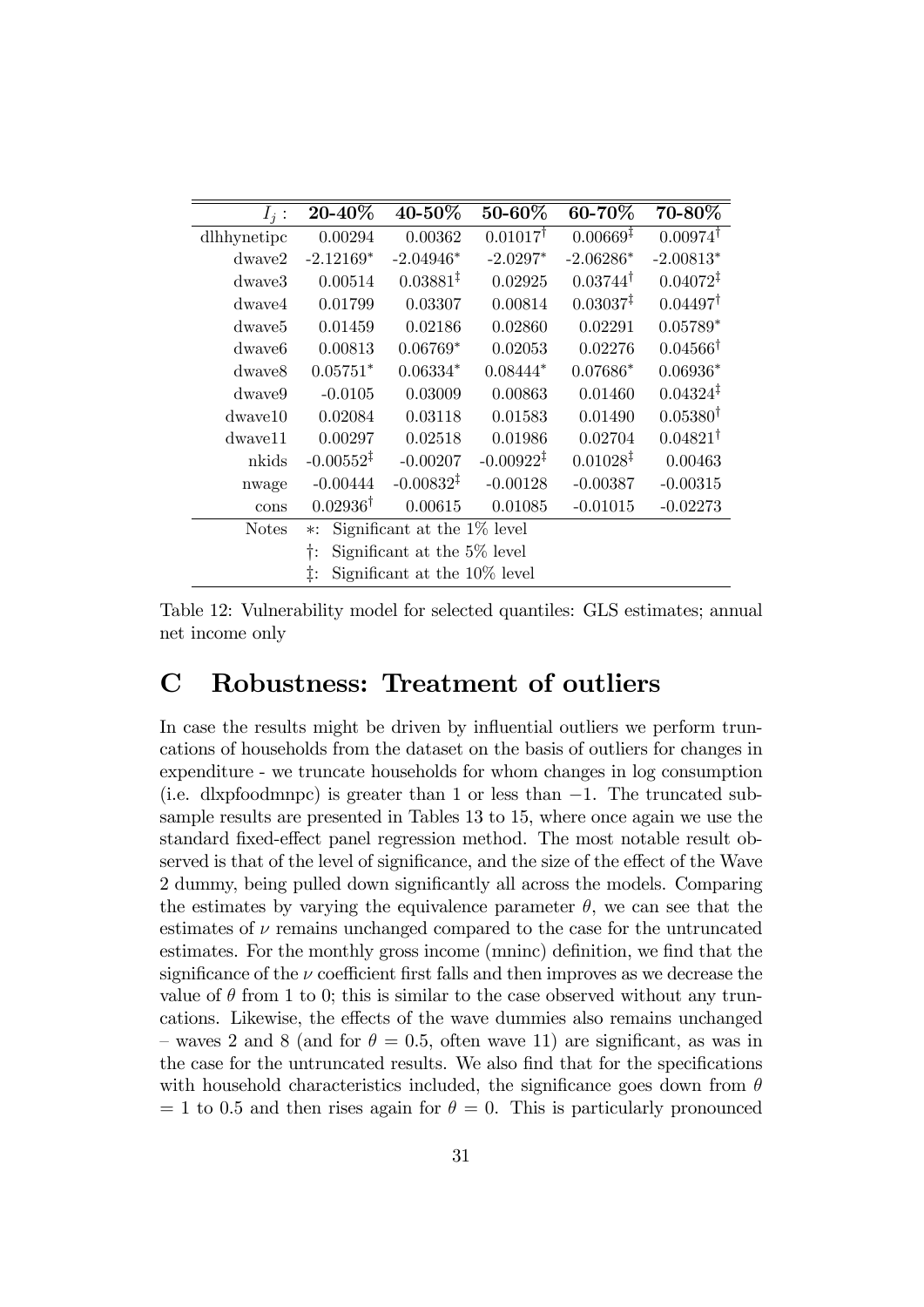| $I_j$ : | 20-40% | 40-50% | 50-60% | 60-70% | 70-80% |
| --- | --- | --- | --- | --- | --- |
| dlhhynetipc | 0.00294 | 0.00362 | $0.01017^{\dagger}$ | $0.00669^{\ddagger}$ | $0.00974^{\dagger}$ |
| dwave2 | $-2.12169^{*}$ | $-2.04946^{*}$ | $-2.0297^{*}$ | $-2.06286^{*}$ | $-2.00813^{*}$ |
| dwave3 | 0.00514 | $0.03881^{\ddagger}$ | 0.02925 | $0.03744^{\dagger}$ | $0.04072^{\ddagger}$ |
| dwave4 | 0.01799 | 0.03307 | 0.00814 | $0.03037^{\ddagger}$ | $0.04497^{\dagger}$ |
| dwave5 | 0.01459 | 0.02186 | 0.02860 | 0.02291 | $0.05789^{*}$ |
| dwave6 | 0.00813 | $0.06769^{*}$ | 0.02053 | 0.02276 | $0.04566^{\dagger}$ |
| dwave8 | $0.05751^{*}$ | $0.06334^{*}$ | $0.08444^{*}$ | $0.07686^{*}$ | $0.06936^{*}$ |
| dwave9 | -0.0105 | 0.03009 | 0.00863 | 0.01460 | $0.04324^{\ddagger}$ |
| dwave10 | 0.02084 | 0.03118 | 0.01583 | 0.01490 | $0.05380^{\dagger}$ |
| dwave11 | 0.00297 | 0.02518 | 0.01986 | 0.02704 | $0.04821^{\dagger}$ |
| nkids | $-0.00552^{\ddagger}$ | -0.00207 | $-0.00922^{\ddagger}$ | $0.01028^{\ddagger}$ | 0.00463 |
| nwage | -0.00444 | $-0.00832^{\ddagger}$ | -0.00128 | -0.00387 | -0.00315 |
| cons | $0.02936^{\dagger}$ | 0.00615 | 0.01085 | -0.01015 | -0.02273 |
| Notes | $*$: Significant at the 1% level | | | | |
| | †: Significant at the 5% level | | | | |
| | ‡: Significant at the 10% level | | | | |

Table 12: Vulnerability model for selected quantiles: GLS estimates; annual net income only

# C Robustness: Treatment of outliers

In case the results might be driven by influential outliers we perform truncations of households from the dataset on the basis of outliers for changes in expenditure - we truncate households for whom changes in log consumption (i.e. dlxpfoodmnpc) is greater than 1 or less than $-1$. The truncated subsample results are presented in Tables 13 to 15, where once again we use the standard fixed-effect panel regression method. The most notable result observed is that of the level of significance, and the size of the effect of the Wave 2 dummy, being pulled down significantly all across the models. Comparing the estimates by varying the equivalence parameter $\theta$, we can see that the estimates of $\nu$ remains unchanged compared to the case for the untruncated estimates. For the monthly gross income (mninc) definition, we find that the significance of the $\nu$ coefficient first falls and then improves as we decrease the value of $\theta$ from 1 to 0; this is similar to the case observed without any truncations. Likewise, the effects of the wave dummies also remains unchanged – waves 2 and 8 (and for $\theta = 0.5$, often wave 11) are significant, as was in the case for the untruncated results. We also find that for the specifications with household characteristics included, the significance goes down from $\theta = 1$ to 0.5 and then rises again for $\theta = 0$. This is particularly pronounced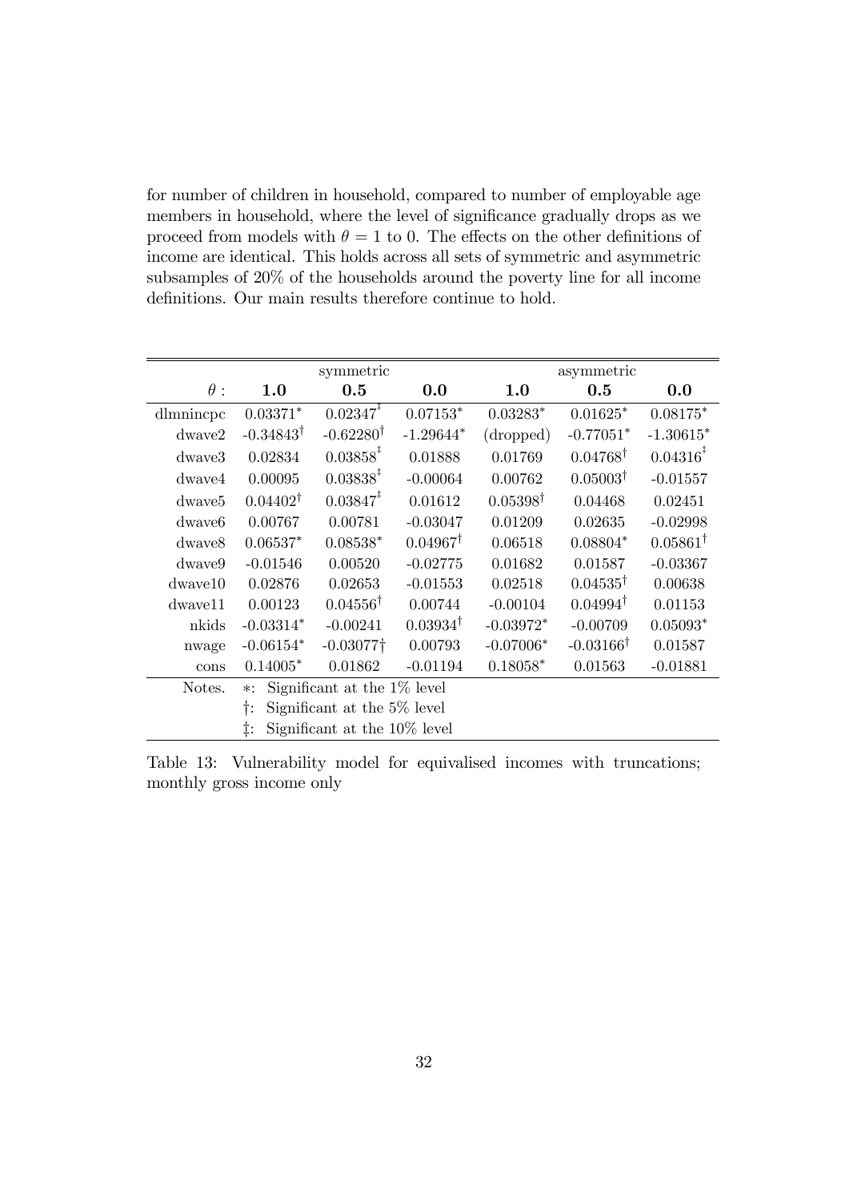for number of children in household, compared to number of employable age members in household, where the level of significance gradually drops as we proceed from models with $\theta = 1$ to 0. The effects on the other definitions of income are identical. This holds across all sets of symmetric and asymmetric subsamples of 20% of the households around the poverty line for all income definitions. Our main results therefore continue to hold.

| | symmetric | | | asymmetric | | |
|---|---|---|---|---|---|---|
| $\theta$ : | **1.0** | **0.5** | **0.0** | **1.0** | **0.5** | **0.0** |
| dlmnincpc | $0.03371^{*}$ | $0.02347^{‡}$ | $0.07153^{*}$ | $0.03283^{*}$ | $0.01625^{*}$ | $0.08175^{*}$ |
| dwave2 | $-0.34843^{†}$ | $-0.62280^{†}$ | $-1.29644^{*}$ | (dropped) | $-0.77051^{*}$ | $-1.30615^{*}$ |
| dwave3 | 0.02834 | $0.03858^{‡}$ | 0.01888 | 0.01769 | $0.04768^{†}$ | $0.04316^{‡}$ |
| dwave4 | 0.00095 | $0.03838^{‡}$ | -0.00064 | 0.00762 | $0.05003^{†}$ | -0.01557 |
| dwave5 | $0.04402^{†}$ | $0.03847^{‡}$ | 0.01612 | $0.05398^{†}$ | 0.04468 | 0.02451 |
| dwave6 | 0.00767 | 0.00781 | -0.03047 | 0.01209 | 0.02635 | -0.02998 |
| dwave8 | $0.06537^{*}$ | $0.08538^{*}$ | $0.04967^{†}$ | 0.06518 | $0.08804^{*}$ | $0.05861^{†}$ |
| dwave9 | -0.01546 | 0.00520 | -0.02775 | 0.01682 | 0.01587 | -0.03367 |
| dwave10 | 0.02876 | 0.02653 | -0.01553 | 0.02518 | $0.04535^{†}$ | 0.00638 |
| dwave11 | 0.00123 | $0.04556^{†}$ | 0.00744 | -0.00104 | $0.04994^{†}$ | 0.01153 |
| nkids | $-0.03314^{*}$ | -0.00241 | $0.03934^{†}$ | $-0.03972^{*}$ | -0.00709 | $0.05093^{*}$ |
| nwage | $-0.06154^{*}$ | $-0.03077^{†}$ | 0.00793 | $-0.07006^{*}$ | $-0.03166^{†}$ | 0.01587 |
| cons | $0.14005^{*}$ | 0.01862 | -0.01194 | $0.18058^{*}$ | 0.01563 | -0.01881 |
| Notes. | $*$: Significant at the 1% level | | | | | |
| | †: Significant at the 5% level | | | | | |
| | ‡: Significant at the 10% level | | | | | |

Table 13: Vulnerability model for equivalised incomes with truncations; monthly gross income only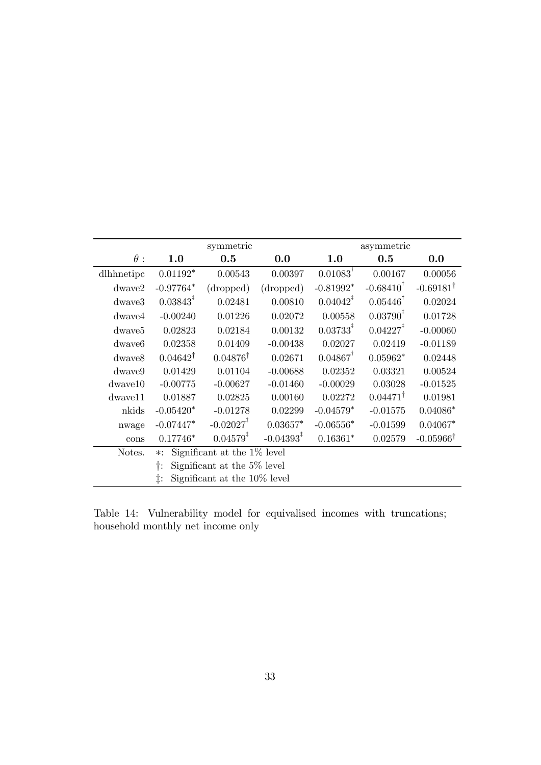| | symmetric | | | asymmetric | | |
|---|---|---|---|---|---|---|
| $\theta$ : | **1.0** | **0.5** | **0.0** | **1.0** | **0.5** | **0.0** |
| dlhhnetipc | 0.01192* | 0.00543 | 0.00397 | 0.01083† | 0.00167 | 0.00056 |
| dwave2 | -0.97764* | (dropped) | (dropped) | -0.81992* | -0.68410† | -0.69181† |
| dwave3 | 0.03843‡ | 0.02481 | 0.00810 | 0.04042‡ | 0.05446† | 0.02024 |
| dwave4 | -0.00240 | 0.01226 | 0.02072 | 0.00558 | 0.03790‡ | 0.01728 |
| dwave5 | 0.02823 | 0.02184 | 0.00132 | 0.03733‡ | 0.04227‡ | -0.00060 |
| dwave6 | 0.02358 | 0.01409 | -0.00438 | 0.02027 | 0.02419 | -0.01189 |
| dwave8 | 0.04642† | 0.04876† | 0.02671 | 0.04867† | 0.05962* | 0.02448 |
| dwave9 | 0.01429 | 0.01104 | -0.00688 | 0.02352 | 0.03321 | 0.00524 |
| dwave10 | -0.00775 | -0.00627 | -0.01460 | -0.00029 | 0.03028 | -0.01525 |
| dwave11 | 0.01887 | 0.02825 | 0.00160 | 0.02272 | 0.04471† | 0.01981 |
| nkids | -0.05420* | -0.01278 | 0.02299 | -0.04579* | -0.01575 | 0.04086* |
| nwage | -0.07447* | -0.02027‡ | 0.03657* | -0.06556* | -0.01599 | 0.04067* |
| cons | 0.17746* | 0.04579‡ | -0.04393‡ | 0.16361* | 0.02579 | -0.05966† |
| Notes. | *: Significant at the 1% level | | | | | |
| | †: Significant at the 5% level | | | | | |
| | ‡: Significant at the 10% level | | | | | |

Table 14: Vulnerability model for equivalised incomes with truncations; household monthly net income only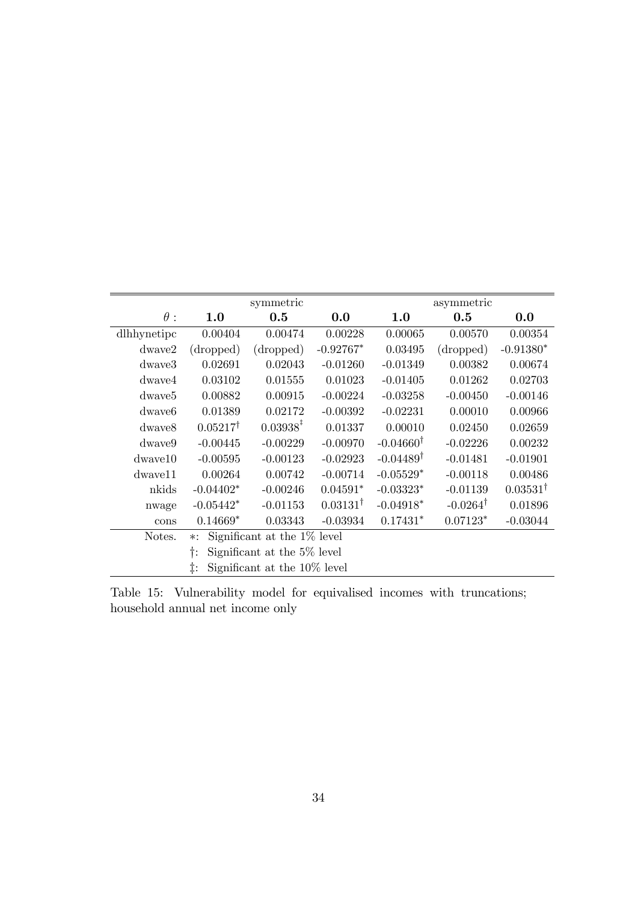| | symmetric | | | asymmetric | | |
|---|---|---|---|---|---|---|
| $\theta$ : | **1.0** | **0.5** | **0.0** | **1.0** | **0.5** | **0.0** |
| dlhhynetipc | 0.00404 | 0.00474 | 0.00228 | 0.00065 | 0.00570 | 0.00354 |
| dwave2 | (dropped) | (dropped) | -0.92767* | 0.03495 | (dropped) | -0.91380* |
| dwave3 | 0.02691 | 0.02043 | -0.01260 | -0.01349 | 0.00382 | 0.00674 |
| dwave4 | 0.03102 | 0.01555 | 0.01023 | -0.01405 | 0.01262 | 0.02703 |
| dwave5 | 0.00882 | 0.00915 | -0.00224 | -0.03258 | -0.00450 | -0.00146 |
| dwave6 | 0.01389 | 0.02172 | -0.00392 | -0.02231 | 0.00010 | 0.00966 |
| dwave8 | 0.05217† | 0.03938‡ | 0.01337 | 0.00010 | 0.02450 | 0.02659 |
| dwave9 | -0.00445 | -0.00229 | -0.00970 | -0.04660† | -0.02226 | 0.00232 |
| dwave10 | -0.00595 | -0.00123 | -0.02923 | -0.04489† | -0.01481 | -0.01901 |
| dwave11 | 0.00264 | 0.00742 | -0.00714 | -0.05529* | -0.00118 | 0.00486 |
| nkids | -0.04402* | -0.00246 | 0.04591* | -0.03323* | -0.01139 | 0.03531† |
| nwage | -0.05442* | -0.01153 | 0.03131† | -0.04918* | -0.0264† | 0.01896 |
| cons | 0.14669* | 0.03343 | -0.03934 | 0.17431* | 0.07123* | -0.03044 |
| Notes. | *: Significant at the 1% level | | | | | |
| | †: Significant at the 5% level | | | | | |
| | ‡: Significant at the 10% level | | | | | |

Table 15: Vulnerability model for equivalised incomes with truncations; household annual net income only